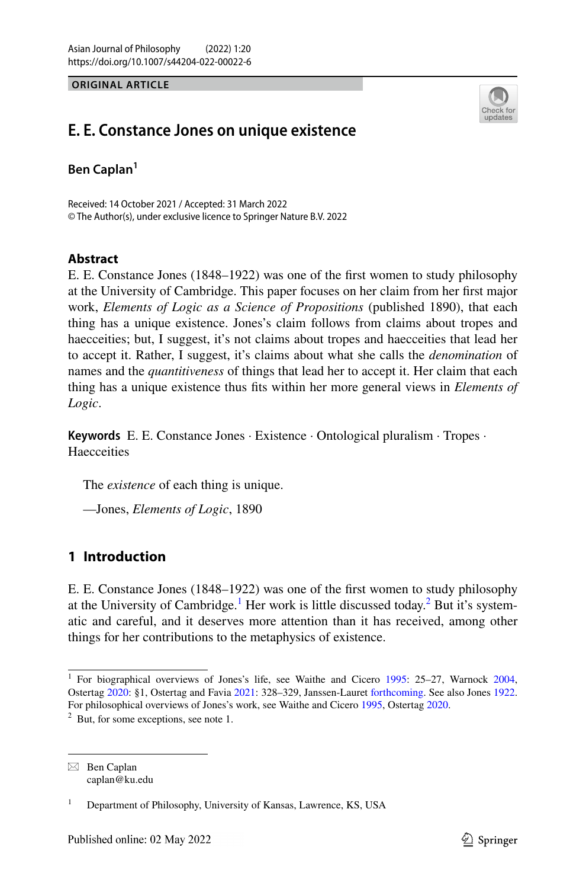ORIGINAL ARTICLE

# E. E. Constance Jones on unique existence

**Ben Caplan**[1]

Received: 14 October 2021 / Accepted: 31 March 2022
© The Author(s), under exclusive licence to Springer Nature B.V. 2022

## Abstract

E. E. Constance Jones (1848–1922) was one of the first women to study philosophy at the University of Cambridge. This paper focuses on her claim from her first major work, *Elements of Logic as a Science of Propositions* (published 1890), that each thing has a unique existence. Jones's claim follows from claims about tropes and haecceities; but, I suggest, it's not claims about tropes and haecceities that lead her to accept it. Rather, I suggest, it's claims about what she calls the *denomination* of names and the *quantitiveness* of things that lead her to accept it. Her claim that each thing has a unique existence thus fits within her more general views in *Elements of Logic*.

**Keywords** E. E. Constance Jones · Existence · Ontological pluralism · Tropes · Haecceities

> The *existence* of each thing is unique.
>
> —Jones, *Elements of Logic*, 1890

## 1 Introduction

E. E. Constance Jones (1848–1922) was one of the first women to study philosophy at the University of Cambridge.[1] Her work is little discussed today.[2] But it's systematic and careful, and it deserves more attention than it has received, among other things for her contributions to the metaphysics of existence.

---

[1] For biographical overviews of Jones's life, see Waithe and Cicero 1995: 25–27, Warnock 2004, Ostertag 2020: §1, Ostertag and Favia 2021: 328–329, Janssen-Lauret forthcoming. See also Jones 1922. For philosophical overviews of Jones's work, see Waithe and Cicero 1995, Ostertag 2020.

[2] But, for some exceptions, see note 1.

---

✉ Ben Caplan
caplan@ku.edu

[1] Department of Philosophy, University of Kansas, Lawrence, KS, USA

Published online: 02 May 2022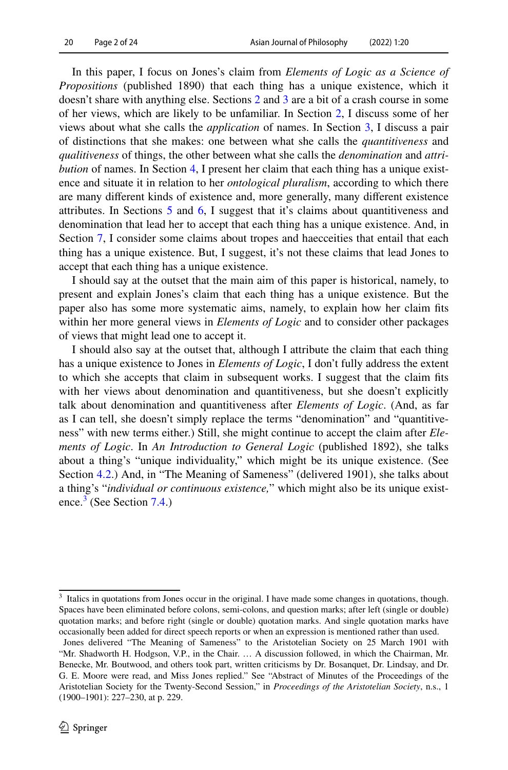In this paper, I focus on Jones's claim from *Elements of Logic as a Science of Propositions* (published 1890) that each thing has a unique existence, which it doesn't share with anything else. Sections 2 and 3 are a bit of a crash course in some of her views, which are likely to be unfamiliar. In Section 2, I discuss some of her views about what she calls the *application* of names. In Section 3, I discuss a pair of distinctions that she makes: one between what she calls the *quantitiveness* and *qualitiveness* of things, the other between what she calls the *denomination* and *attribution* of names. In Section 4, I present her claim that each thing has a unique existence and situate it in relation to her *ontological pluralism*, according to which there are many different kinds of existence and, more generally, many different existence attributes. In Sections 5 and 6, I suggest that it's claims about quantitiveness and denomination that lead her to accept that each thing has a unique existence. And, in Section 7, I consider some claims about tropes and haecceities that entail that each thing has a unique existence. But, I suggest, it's not these claims that lead Jones to accept that each thing has a unique existence.

I should say at the outset that the main aim of this paper is historical, namely, to present and explain Jones's claim that each thing has a unique existence. But the paper also has some more systematic aims, namely, to explain how her claim fits within her more general views in *Elements of Logic* and to consider other packages of views that might lead one to accept it.

I should also say at the outset that, although I attribute the claim that each thing has a unique existence to Jones in *Elements of Logic*, I don't fully address the extent to which she accepts that claim in subsequent works. I suggest that the claim fits with her views about denomination and quantitiveness, but she doesn't explicitly talk about denomination and quantitiveness after *Elements of Logic*. (And, as far as I can tell, she doesn't simply replace the terms "denomination" and "quantitiveness" with new terms either.) Still, she might continue to accept the claim after *Elements of Logic*. In *An Introduction to General Logic* (published 1892), she talks about a thing's "unique individuality," which might be its unique existence. (See Section 4.2.) And, in "The Meaning of Sameness" (delivered 1901), she talks about a thing's "*individual or continuous existence,*" which might also be its unique existence.[3] (See Section 7.4.)

---

[3] Italics in quotations from Jones occur in the original. I have made some changes in quotations, though. Spaces have been eliminated before colons, semi-colons, and question marks; after left (single or double) quotation marks; and before right (single or double) quotation marks. And single quotation marks have occasionally been added for direct speech reports or when an expression is mentioned rather than used.

Jones delivered "The Meaning of Sameness" to the Aristotelian Society on 25 March 1901 with "Mr. Shadworth H. Hodgson, V.P., in the Chair. … A discussion followed, in which the Chairman, Mr. Benecke, Mr. Boutwood, and others took part, written criticisms by Dr. Bosanquet, Dr. Lindsay, and Dr. G. E. Moore were read, and Miss Jones replied." See "Abstract of Minutes of the Proceedings of the Aristotelian Society for the Twenty-Second Session," in *Proceedings of the Aristotelian Society*, n.s., 1 (1900–1901): 227–230, at p. 229.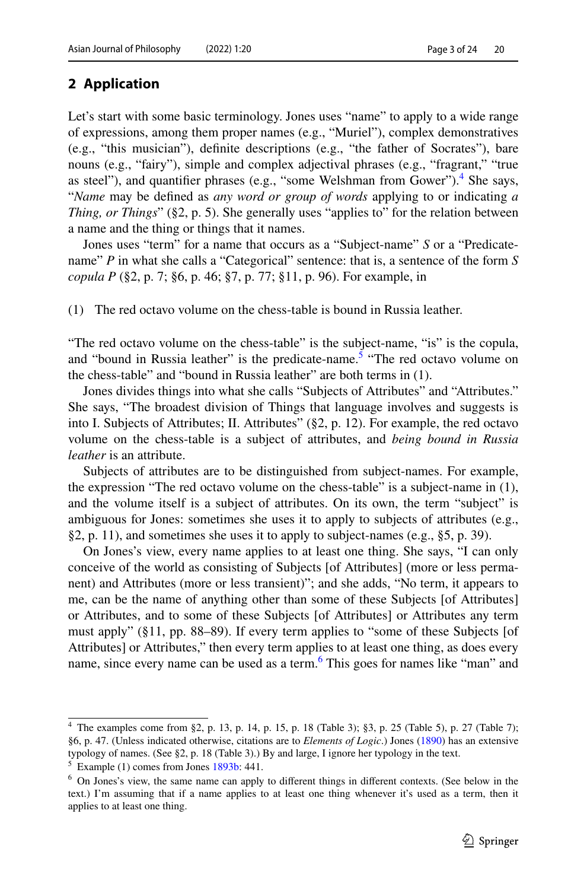## 2 Application

Let's start with some basic terminology. Jones uses "name" to apply to a wide range of expressions, among them proper names (e.g., "Muriel"), complex demonstratives (e.g., "this musician"), definite descriptions (e.g., "the father of Socrates"), bare nouns (e.g., "fairy"), simple and complex adjectival phrases (e.g., "fragrant," "true as steel"), and quantifier phrases (e.g., "some Welshman from Gower").[4] She says, "*Name* may be defined as *any word or group of words* applying to or indicating *a Thing, or Things*" (§2, p. 5). She generally uses "applies to" for the relation between a name and the thing or things that it names.

Jones uses "term" for a name that occurs as a "Subject-name" *S* or a "Predicate-name" *P* in what she calls a "Categorical" sentence: that is, a sentence of the form *S copula P* (§2, p. 7; §6, p. 46; §7, p. 77; §11, p. 96). For example, in

(1) The red octavo volume on the chess-table is bound in Russia leather.

"The red octavo volume on the chess-table" is the subject-name, "is" is the copula, and "bound in Russia leather" is the predicate-name.[5] "The red octavo volume on the chess-table" and "bound in Russia leather" are both terms in (1).

Jones divides things into what she calls "Subjects of Attributes" and "Attributes." She says, "The broadest division of Things that language involves and suggests is into I. Subjects of Attributes; II. Attributes" (§2, p. 12). For example, the red octavo volume on the chess-table is a subject of attributes, and *being bound in Russia leather* is an attribute.

Subjects of attributes are to be distinguished from subject-names. For example, the expression "The red octavo volume on the chess-table" is a subject-name in (1), and the volume itself is a subject of attributes. On its own, the term "subject" is ambiguous for Jones: sometimes she uses it to apply to subjects of attributes (e.g., §2, p. 11), and sometimes she uses it to apply to subject-names (e.g., §5, p. 39).

On Jones's view, every name applies to at least one thing. She says, "I can only conceive of the world as consisting of Subjects [of Attributes] (more or less permanent) and Attributes (more or less transient)"; and she adds, "No term, it appears to me, can be the name of anything other than some of these Subjects [of Attributes] or Attributes, and to some of these Subjects [of Attributes] or Attributes any term must apply" (§11, pp. 88–89). If every term applies to "some of these Subjects [of Attributes] or Attributes," then every term applies to at least one thing, as does every name, since every name can be used as a term.[6] This goes for names like "man" and

---

[4] The examples come from §2, p. 13, p. 14, p. 15, p. 18 (Table 3); §3, p. 25 (Table 5), p. 27 (Table 7); §6, p. 47. (Unless indicated otherwise, citations are to *Elements of Logic*.) Jones (1890) has an extensive typology of names. (See §2, p. 18 (Table 3).) By and large, I ignore her typology in the text.

[5] Example (1) comes from Jones 1893b: 441.

[6] On Jones's view, the same name can apply to different things in different contexts. (See below in the text.) I'm assuming that if a name applies to at least one thing whenever it's used as a term, then it applies to at least one thing.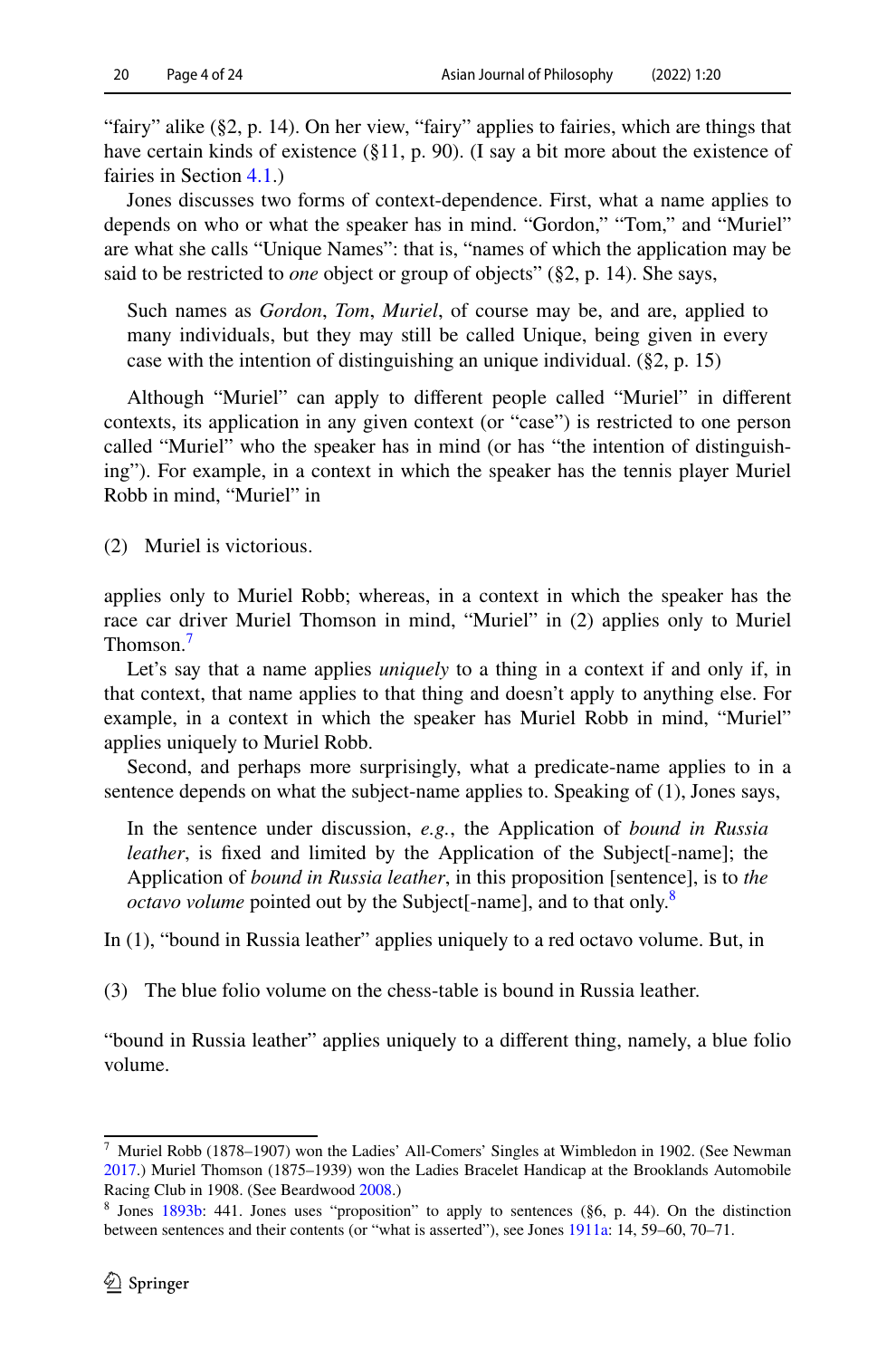"fairy" alike (§2, p. 14). On her view, "fairy" applies to fairies, which are things that have certain kinds of existence (§11, p. 90). (I say a bit more about the existence of fairies in Section 4.1.)

Jones discusses two forms of context-dependence. First, what a name applies to depends on who or what the speaker has in mind. "Gordon," "Tom," and "Muriel" are what she calls "Unique Names": that is, "names of which the application may be said to be restricted to *one* object or group of objects" (§2, p. 14). She says,

> Such names as *Gordon*, *Tom*, *Muriel*, of course may be, and are, applied to many individuals, but they may still be called Unique, being given in every case with the intention of distinguishing an unique individual. (§2, p. 15)

Although "Muriel" can apply to different people called "Muriel" in different contexts, its application in any given context (or "case") is restricted to one person called "Muriel" who the speaker has in mind (or has "the intention of distinguishing"). For example, in a context in which the speaker has the tennis player Muriel Robb in mind, "Muriel" in

(2) Muriel is victorious.

applies only to Muriel Robb; whereas, in a context in which the speaker has the race car driver Muriel Thomson in mind, "Muriel" in (2) applies only to Muriel Thomson.[7]

Let's say that a name applies *uniquely* to a thing in a context if and only if, in that context, that name applies to that thing and doesn't apply to anything else. For example, in a context in which the speaker has Muriel Robb in mind, "Muriel" applies uniquely to Muriel Robb.

Second, and perhaps more surprisingly, what a predicate-name applies to in a sentence depends on what the subject-name applies to. Speaking of (1), Jones says,

> In the sentence under discussion, *e.g.*, the Application of *bound in Russia leather*, is fixed and limited by the Application of the Subject[-name]; the Application of *bound in Russia leather*, in this proposition [sentence], is to *the octavo volume* pointed out by the Subject[-name], and to that only.[8]

In (1), "bound in Russia leather" applies uniquely to a red octavo volume. But, in

(3) The blue folio volume on the chess-table is bound in Russia leather.

"bound in Russia leather" applies uniquely to a different thing, namely, a blue folio volume.

---

[7] Muriel Robb (1878–1907) won the Ladies' All-Comers' Singles at Wimbledon in 1902. (See Newman 2017.) Muriel Thomson (1875–1939) won the Ladies Bracelet Handicap at the Brooklands Automobile Racing Club in 1908. (See Beardwood 2008.)

[8] Jones 1893b: 441. Jones uses "proposition" to apply to sentences (§6, p. 44). On the distinction between sentences and their contents (or "what is asserted"), see Jones 1911a: 14, 59–60, 70–71.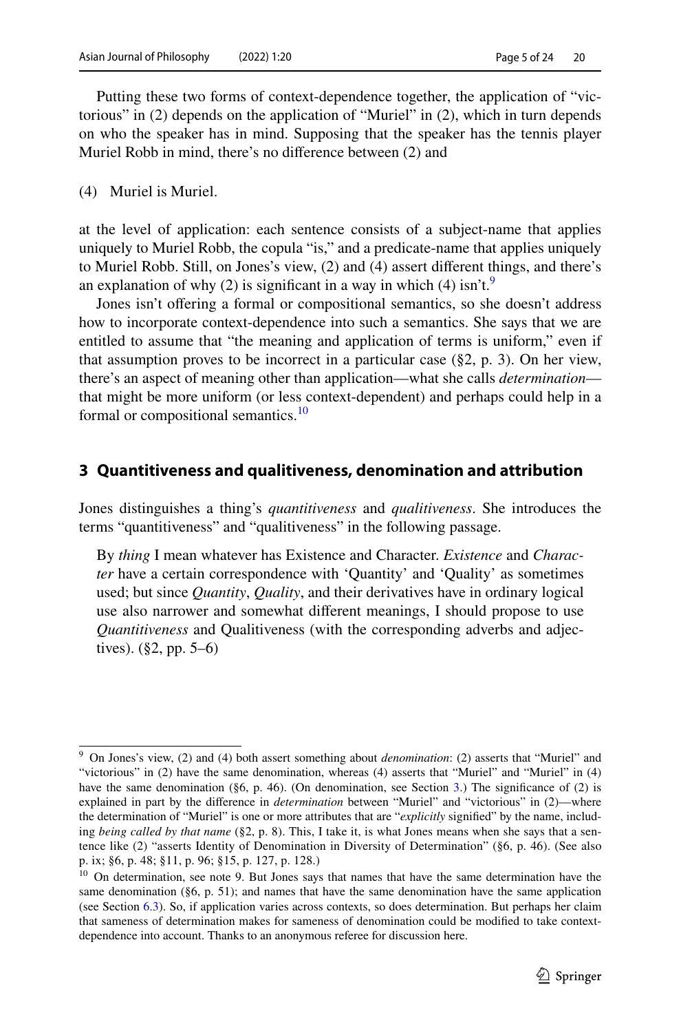Putting these two forms of context-dependence together, the application of "victorious" in (2) depends on the application of "Muriel" in (2), which in turn depends on who the speaker has in mind. Supposing that the speaker has the tennis player Muriel Robb in mind, there's no difference between (2) and

(4) Muriel is Muriel.

at the level of application: each sentence consists of a subject-name that applies uniquely to Muriel Robb, the copula "is," and a predicate-name that applies uniquely to Muriel Robb. Still, on Jones's view, (2) and (4) assert different things, and there's an explanation of why (2) is significant in a way in which (4) isn't.[9]

Jones isn't offering a formal or compositional semantics, so she doesn't address how to incorporate context-dependence into such a semantics. She says that we are entitled to assume that "the meaning and application of terms is uniform," even if that assumption proves to be incorrect in a particular case (§2, p. 3). On her view, there's an aspect of meaning other than application—what she calls *determination*—that might be more uniform (or less context-dependent) and perhaps could help in a formal or compositional semantics.[10]

## 3 Quantitiveness and qualitiveness, denomination and attribution

Jones distinguishes a thing's *quantitiveness* and *qualitiveness*. She introduces the terms "quantitiveness" and "qualitiveness" in the following passage.

> By *thing* I mean whatever has Existence and Character. *Existence* and *Character* have a certain correspondence with 'Quantity' and 'Quality' as sometimes used; but since *Quantity*, *Quality*, and their derivatives have in ordinary logical use also narrower and somewhat different meanings, I should propose to use *Quantitiveness* and Qualitiveness (with the corresponding adverbs and adjectives). (§2, pp. 5–6)

---

[9] On Jones's view, (2) and (4) both assert something about *denomination*: (2) asserts that "Muriel" and "victorious" in (2) have the same denomination, whereas (4) asserts that "Muriel" and "Muriel" in (4) have the same denomination (§6, p. 46). (On denomination, see Section 3.) The significance of (2) is explained in part by the difference in *determination* between "Muriel" and "victorious" in (2)—where the determination of "Muriel" is one or more attributes that are "*explicitly* signified" by the name, including *being called by that name* (§2, p. 8). This, I take it, is what Jones means when she says that a sentence like (2) "asserts Identity of Denomination in Diversity of Determination" (§6, p. 46). (See also p. ix; §6, p. 48; §11, p. 96; §15, p. 127, p. 128.)

[10] On determination, see note 9. But Jones says that names that have the same determination have the same denomination (§6, p. 51); and names that have the same denomination have the same application (see Section 6.3). So, if application varies across contexts, so does determination. But perhaps her claim that sameness of determination makes for sameness of denomination could be modified to take context-dependence into account. Thanks to an anonymous referee for discussion here.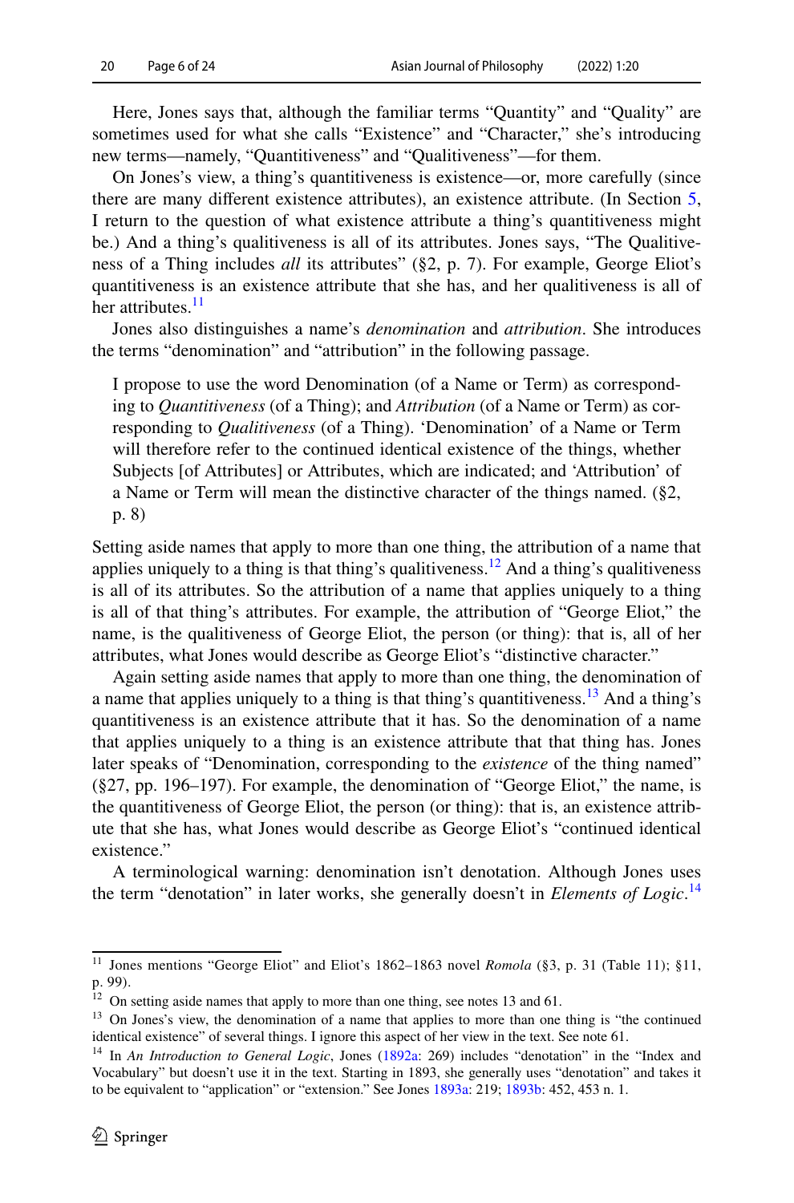Here, Jones says that, although the familiar terms "Quantity" and "Quality" are sometimes used for what she calls "Existence" and "Character," she's introducing new terms—namely, "Quantitiveness" and "Qualitiveness"—for them.

On Jones's view, a thing's quantitiveness is existence—or, more carefully (since there are many different existence attributes), an existence attribute. (In Section 5, I return to the question of what existence attribute a thing's quantitiveness might be.) And a thing's qualitiveness is all of its attributes. Jones says, "The Qualitiveness of a Thing includes *all* its attributes" (§2, p. 7). For example, George Eliot's quantitiveness is an existence attribute that she has, and her qualitiveness is all of her attributes.[11]

Jones also distinguishes a name's *denomination* and *attribution*. She introduces the terms "denomination" and "attribution" in the following passage.

> I propose to use the word Denomination (of a Name or Term) as corresponding to *Quantitiveness* (of a Thing); and *Attribution* (of a Name or Term) as corresponding to *Qualitiveness* (of a Thing). 'Denomination' of a Name or Term will therefore refer to the continued identical existence of the things, whether Subjects [of Attributes] or Attributes, which are indicated; and 'Attribution' of a Name or Term will mean the distinctive character of the things named. (§2, p. 8)

Setting aside names that apply to more than one thing, the attribution of a name that applies uniquely to a thing is that thing's qualitiveness.[12] And a thing's qualitiveness is all of its attributes. So the attribution of a name that applies uniquely to a thing is all of that thing's attributes. For example, the attribution of "George Eliot," the name, is the qualitiveness of George Eliot, the person (or thing): that is, all of her attributes, what Jones would describe as George Eliot's "distinctive character."

Again setting aside names that apply to more than one thing, the denomination of a name that applies uniquely to a thing is that thing's quantitiveness.[13] And a thing's quantitiveness is an existence attribute that it has. So the denomination of a name that applies uniquely to a thing is an existence attribute that that thing has. Jones later speaks of "Denomination, corresponding to the *existence* of the thing named" (§27, pp. 196–197). For example, the denomination of "George Eliot," the name, is the quantitiveness of George Eliot, the person (or thing): that is, an existence attribute that she has, what Jones would describe as George Eliot's "continued identical existence."

A terminological warning: denomination isn't denotation. Although Jones uses the term "denotation" in later works, she generally doesn't in *Elements of Logic*.[14]

---

[11] Jones mentions "George Eliot" and Eliot's 1862–1863 novel *Romola* (§3, p. 31 (Table 11); §11, p. 99).

[12] On setting aside names that apply to more than one thing, see notes 13 and 61.

[13] On Jones's view, the denomination of a name that applies to more than one thing is "the continued identical existence" of several things. I ignore this aspect of her view in the text. See note 61.

[14] In *An Introduction to General Logic*, Jones (1892a: 269) includes "denotation" in the "Index and Vocabulary" but doesn't use it in the text. Starting in 1893, she generally uses "denotation" and takes it to be equivalent to "application" or "extension." See Jones 1893a: 219; 1893b: 452, 453 n. 1.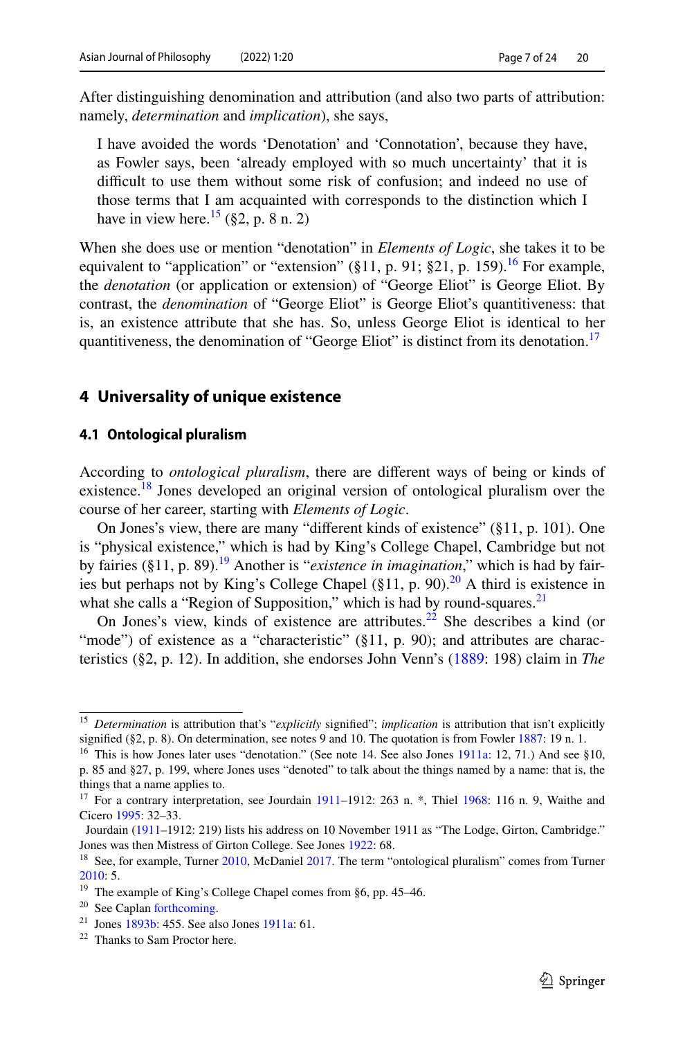After distinguishing denomination and attribution (and also two parts of attribution: namely, *determination* and *implication*), she says,

> I have avoided the words 'Denotation' and 'Connotation', because they have, as Fowler says, been 'already employed with so much uncertainty' that it is difficult to use them without some risk of confusion; and indeed no use of those terms that I am acquainted with corresponds to the distinction which I have in view here.[15] (§2, p. 8 n. 2)

When she does use or mention "denotation" in *Elements of Logic*, she takes it to be equivalent to "application" or "extension" (§11, p. 91; §21, p. 159).[16] For example, the *denotation* (or application or extension) of "George Eliot" is George Eliot. By contrast, the *denomination* of "George Eliot" is George Eliot's quantitiveness: that is, an existence attribute that she has. So, unless George Eliot is identical to her quantitiveness, the denomination of "George Eliot" is distinct from its denotation.[17]

## 4 Universality of unique existence

### 4.1 Ontological pluralism

According to *ontological pluralism*, there are different ways of being or kinds of existence.[18] Jones developed an original version of ontological pluralism over the course of her career, starting with *Elements of Logic*.

On Jones's view, there are many "different kinds of existence" (§11, p. 101). One is "physical existence," which is had by King's College Chapel, Cambridge but not by fairies (§11, p. 89).[19] Another is "*existence in imagination*," which is had by fairies but perhaps not by King's College Chapel (§11, p. 90).[20] A third is existence in what she calls a "Region of Supposition," which is had by round-squares.[21]

On Jones's view, kinds of existence are attributes.[22] She describes a kind (or "mode") of existence as a "characteristic" (§11, p. 90); and attributes are characteristics (§2, p. 12). In addition, she endorses John Venn's (1889: 198) claim in *The*

---

[15] *Determination* is attribution that's "*explicitly* signified"; *implication* is attribution that isn't explicitly signified (§2, p. 8). On determination, see notes 9 and 10. The quotation is from Fowler 1887: 19 n. 1.

[16] This is how Jones later uses "denotation." (See note 14. See also Jones 1911a: 12, 71.) And see §10, p. 85 and §27, p. 199, where Jones uses "denoted" to talk about the things named by a name: that is, the things that a name applies to.

[17] For a contrary interpretation, see Jourdain 1911–1912: 263 n. *, Thiel 1968: 116 n. 9, Waithe and Cicero 1995: 32–33.

Jourdain (1911–1912: 219) lists his address on 10 November 1911 as "The Lodge, Girton, Cambridge." Jones was then Mistress of Girton College. See Jones 1922: 68.

[18] See, for example, Turner 2010, McDaniel 2017. The term "ontological pluralism" comes from Turner 2010: 5.

[19] The example of King's College Chapel comes from §6, pp. 45–46.

[20] See Caplan forthcoming.

[21] Jones 1893b: 455. See also Jones 1911a: 61.

[22] Thanks to Sam Proctor here.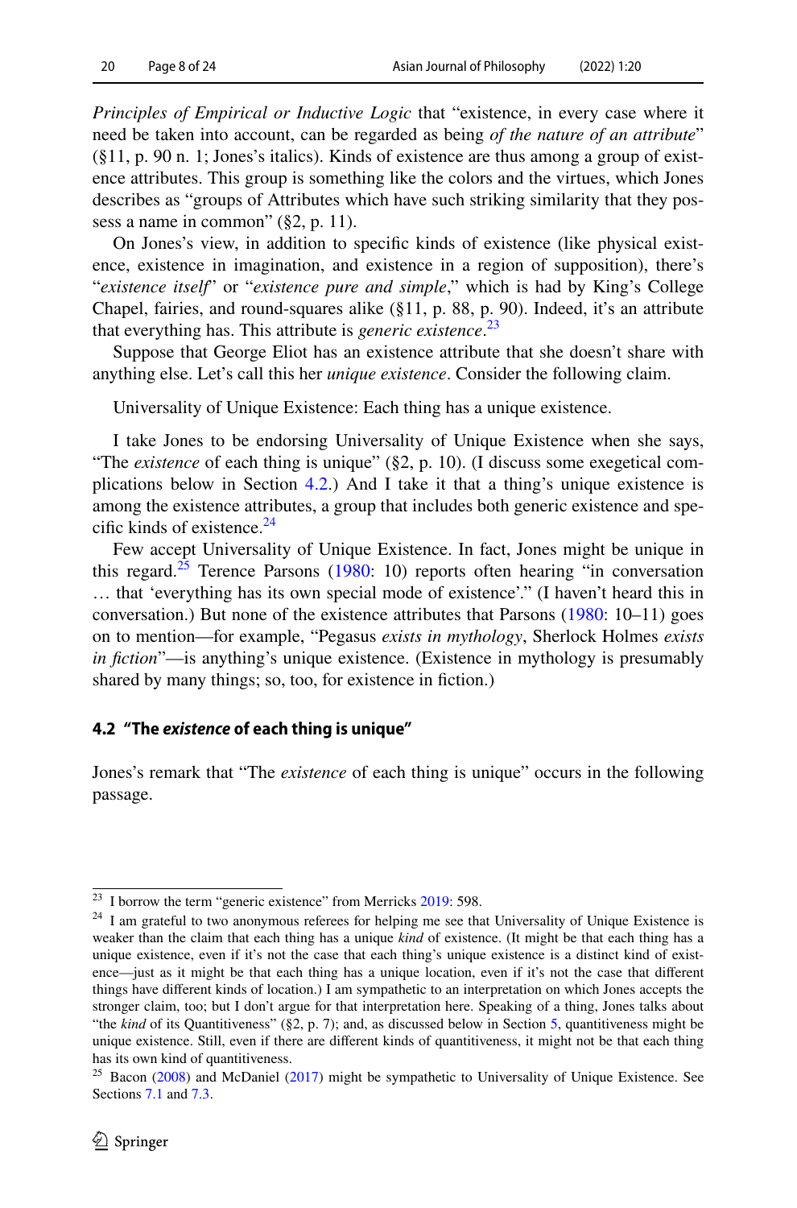*Principles of Empirical or Inductive Logic* that "existence, in every case where it need be taken into account, can be regarded as being *of the nature of an attribute*" (§11, p. 90 n. 1; Jones's italics). Kinds of existence are thus among a group of existence attributes. This group is something like the colors and the virtues, which Jones describes as "groups of Attributes which have such striking similarity that they possess a name in common" (§2, p. 11).

On Jones's view, in addition to specific kinds of existence (like physical existence, existence in imagination, and existence in a region of supposition), there's "*existence itself*" or "*existence pure and simple*," which is had by King's College Chapel, fairies, and round-squares alike (§11, p. 88, p. 90). Indeed, it's an attribute that everything has. This attribute is *generic existence*.[23]

Suppose that George Eliot has an existence attribute that she doesn't share with anything else. Let's call this her *unique existence*. Consider the following claim.

Universality of Unique Existence: Each thing has a unique existence.

I take Jones to be endorsing Universality of Unique Existence when she says, "The *existence* of each thing is unique" (§2, p. 10). (I discuss some exegetical complications below in Section 4.2.) And I take it that a thing's unique existence is among the existence attributes, a group that includes both generic existence and specific kinds of existence.[24]

Few accept Universality of Unique Existence. In fact, Jones might be unique in this regard.[25] Terence Parsons (1980: 10) reports often hearing "in conversation … that 'everything has its own special mode of existence'." (I haven't heard this in conversation.) But none of the existence attributes that Parsons (1980: 10–11) goes on to mention—for example, "Pegasus *exists in mythology*, Sherlock Holmes *exists in fiction*"—is anything's unique existence. (Existence in mythology is presumably shared by many things; so, too, for existence in fiction.)

### 4.2 "The *existence* of each thing is unique"

Jones's remark that "The *existence* of each thing is unique" occurs in the following passage.

---

[23] I borrow the term "generic existence" from Merricks 2019: 598.

[24] I am grateful to two anonymous referees for helping me see that Universality of Unique Existence is weaker than the claim that each thing has a unique *kind* of existence. (It might be that each thing has a unique existence, even if it's not the case that each thing's unique existence is a distinct kind of existence—just as it might be that each thing has a unique location, even if it's not the case that different things have different kinds of location.) I am sympathetic to an interpretation on which Jones accepts the stronger claim, too; but I don't argue for that interpretation here. Speaking of a thing, Jones talks about "the *kind* of its Quantitiveness" (§2, p. 7); and, as discussed below in Section 5, quantitiveness might be unique existence. Still, even if there are different kinds of quantitiveness, it might not be that each thing has its own kind of quantitiveness.

[25] Bacon (2008) and McDaniel (2017) might be sympathetic to Universality of Unique Existence. See Sections 7.1 and 7.3.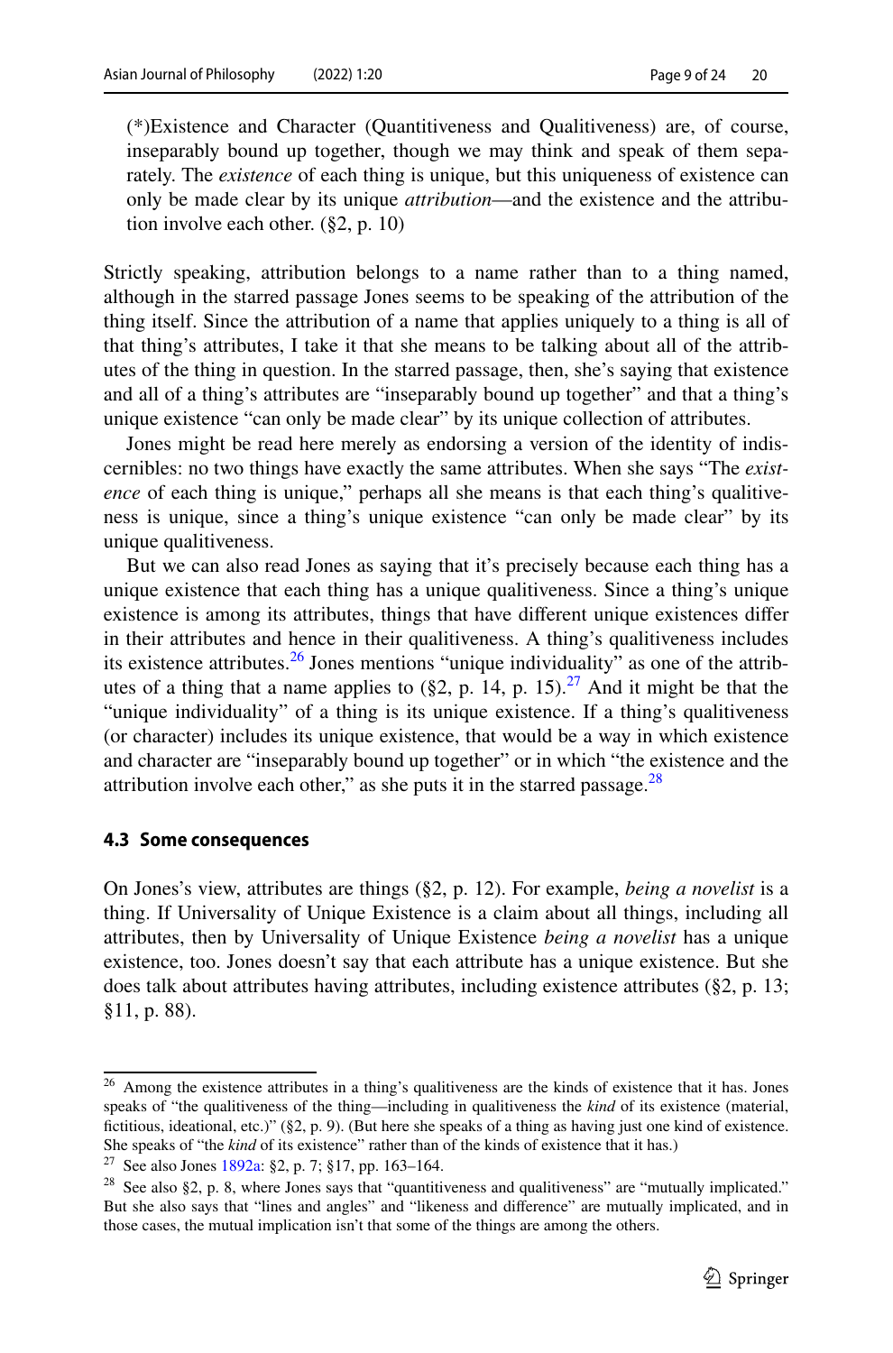(*)Existence and Character (Quantitiveness and Qualitiveness) are, of course, inseparably bound up together, though we may think and speak of them separately. The *existence* of each thing is unique, but this uniqueness of existence can only be made clear by its unique *attribution*—and the existence and the attribution involve each other. (§2, p. 10)

Strictly speaking, attribution belongs to a name rather than to a thing named, although in the starred passage Jones seems to be speaking of the attribution of the thing itself. Since the attribution of a name that applies uniquely to a thing is all of that thing's attributes, I take it that she means to be talking about all of the attributes of the thing in question. In the starred passage, then, she's saying that existence and all of a thing's attributes are "inseparably bound up together" and that a thing's unique existence "can only be made clear" by its unique collection of attributes.

Jones might be read here merely as endorsing a version of the identity of indiscernibles: no two things have exactly the same attributes. When she says "The *existence* of each thing is unique," perhaps all she means is that each thing's qualitiveness is unique, since a thing's unique existence "can only be made clear" by its unique qualitiveness.

But we can also read Jones as saying that it's precisely because each thing has a unique existence that each thing has a unique qualitiveness. Since a thing's unique existence is among its attributes, things that have different unique existences differ in their attributes and hence in their qualitiveness. A thing's qualitiveness includes its existence attributes.[26] Jones mentions "unique individuality" as one of the attributes of a thing that a name applies to (§2, p. 14, p. 15).[27] And it might be that the "unique individuality" of a thing is its unique existence. If a thing's qualitiveness (or character) includes its unique existence, that would be a way in which existence and character are "inseparably bound up together" or in which "the existence and the attribution involve each other," as she puts it in the starred passage.[28]

### 4.3 Some consequences

On Jones's view, attributes are things (§2, p. 12). For example, *being a novelist* is a thing. If Universality of Unique Existence is a claim about all things, including all attributes, then by Universality of Unique Existence *being a novelist* has a unique existence, too. Jones doesn't say that each attribute has a unique existence. But she does talk about attributes having attributes, including existence attributes (§2, p. 13; §11, p. 88).

---

[26] Among the existence attributes in a thing's qualitiveness are the kinds of existence that it has. Jones speaks of "the qualitiveness of the thing—including in qualitiveness the *kind* of its existence (material, fictitious, ideational, etc.)" (§2, p. 9). (But here she speaks of a thing as having just one kind of existence. She speaks of "the *kind* of its existence" rather than of the kinds of existence that it has.)

[27] See also Jones 1892a: §2, p. 7; §17, pp. 163–164.

[28] See also §2, p. 8, where Jones says that "quantitiveness and qualitiveness" are "mutually implicated." But she also says that "lines and angles" and "likeness and difference" are mutually implicated, and in those cases, the mutual implication isn't that some of the things are among the others.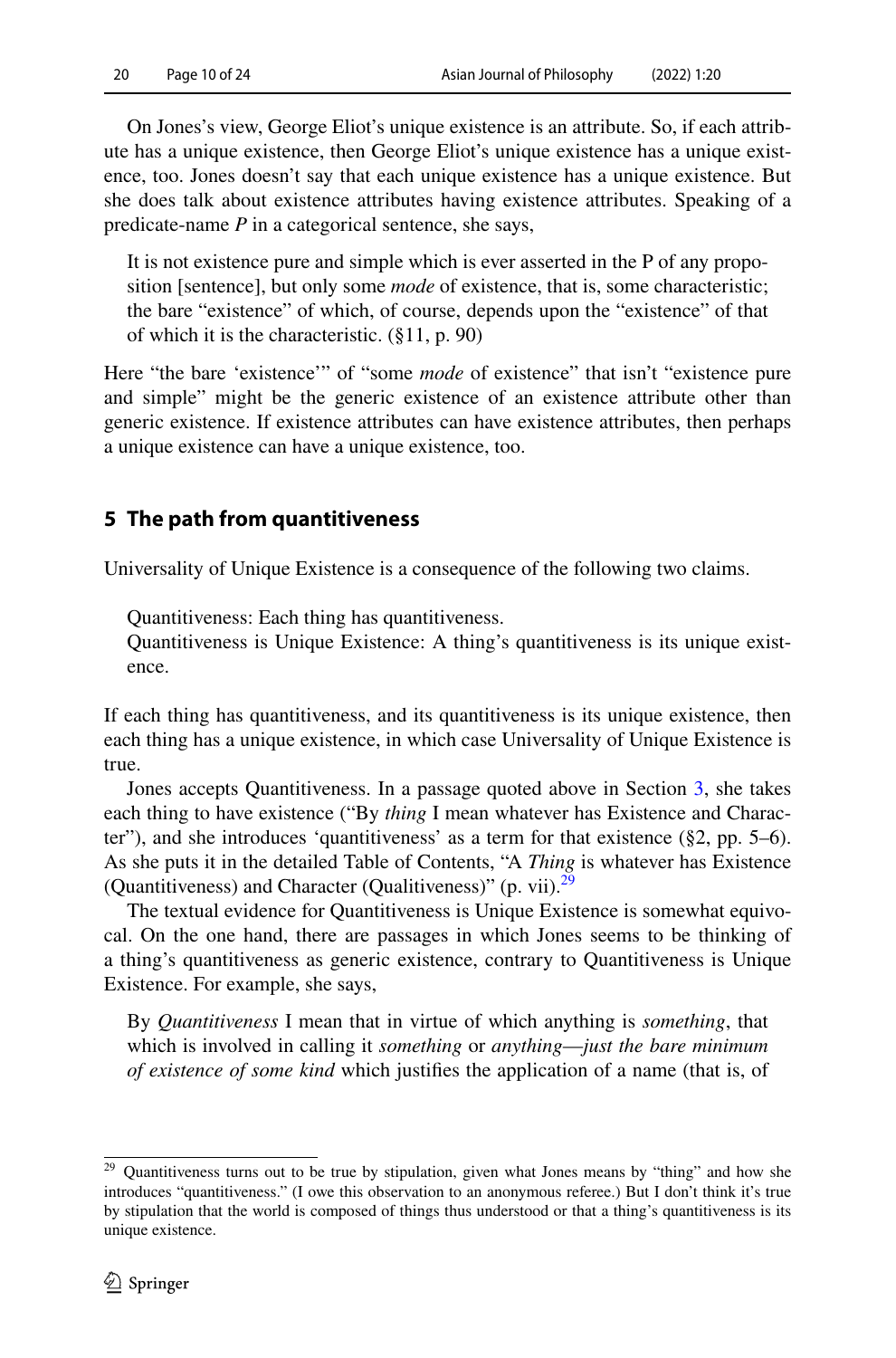On Jones's view, George Eliot's unique existence is an attribute. So, if each attribute has a unique existence, then George Eliot's unique existence has a unique existence, too. Jones doesn't say that each unique existence has a unique existence. But she does talk about existence attributes having existence attributes. Speaking of a predicate-name *P* in a categorical sentence, she says,

> It is not existence pure and simple which is ever asserted in the P of any proposition [sentence], but only some *mode* of existence, that is, some characteristic; the bare "existence" of which, of course, depends upon the "existence" of that of which it is the characteristic. (§11, p. 90)

Here "the bare 'existence'" of "some *mode* of existence" that isn't "existence pure and simple" might be the generic existence of an existence attribute other than generic existence. If existence attributes can have existence attributes, then perhaps a unique existence can have a unique existence, too.

## 5 The path from quantitiveness

Universality of Unique Existence is a consequence of the following two claims.

> Quantitiveness: Each thing has quantitiveness.
> Quantitiveness is Unique Existence: A thing's quantitiveness is its unique existence.

If each thing has quantitiveness, and its quantitiveness is its unique existence, then each thing has a unique existence, in which case Universality of Unique Existence is true.

Jones accepts Quantitiveness. In a passage quoted above in Section 3, she takes each thing to have existence ("By *thing* I mean whatever has Existence and Character"), and she introduces 'quantitiveness' as a term for that existence (§2, pp. 5–6). As she puts it in the detailed Table of Contents, "A *Thing* is whatever has Existence (Quantitiveness) and Character (Qualitiveness)" (p. vii).[29]

The textual evidence for Quantitiveness is Unique Existence is somewhat equivocal. On the one hand, there are passages in which Jones seems to be thinking of a thing's quantitiveness as generic existence, contrary to Quantitiveness is Unique Existence. For example, she says,

> By *Quantitiveness* I mean that in virtue of which anything is *something*, that which is involved in calling it *something* or *anything*—*just the bare minimum of existence of some kind* which justifies the application of a name (that is, of

[29] Quantitiveness turns out to be true by stipulation, given what Jones means by "thing" and how she introduces "quantitiveness." (I owe this observation to an anonymous referee.) But I don't think it's true by stipulation that the world is composed of things thus understood or that a thing's quantitiveness is its unique existence.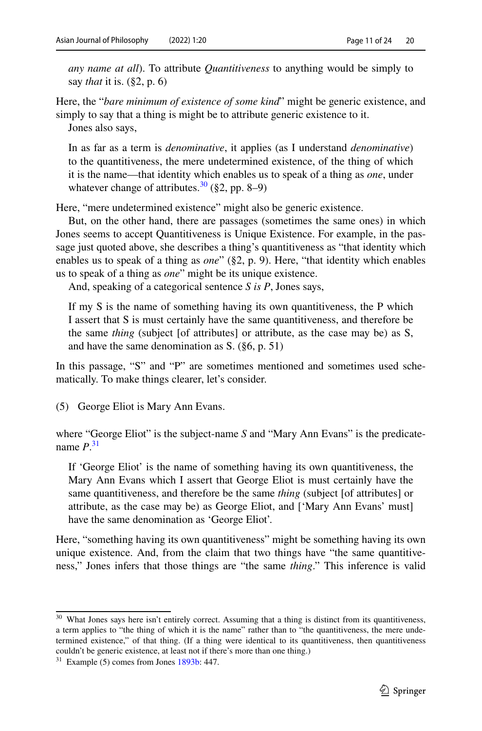> *any name at all*). To attribute *Quantitiveness* to anything would be simply to say *that* it is. (§2, p. 6)

Here, the "*bare minimum of existence of some kind*" might be generic existence, and simply to say that a thing is might be to attribute generic existence to it.

Jones also says,

> In as far as a term is *denominative*, it applies (as I understand *denominative*) to the quantitiveness, the mere undetermined existence, of the thing of which it is the name—that identity which enables us to speak of a thing as *one*, under whatever change of attributes.[30] (§2, pp. 8–9)

Here, "mere undetermined existence" might also be generic existence.

But, on the other hand, there are passages (sometimes the same ones) in which Jones seems to accept Quantitiveness is Unique Existence. For example, in the passage just quoted above, she describes a thing's quantitiveness as "that identity which enables us to speak of a thing as *one*" (§2, p. 9). Here, "that identity which enables us to speak of a thing as *one*" might be its unique existence.

And, speaking of a categorical sentence *S is P*, Jones says,

> If my S is the name of something having its own quantitiveness, the P which I assert that S is must certainly have the same quantitiveness, and therefore be the same *thing* (subject [of attributes] or attribute, as the case may be) as S, and have the same denomination as S. (§6, p. 51)

In this passage, "S" and "P" are sometimes mentioned and sometimes used schematically. To make things clearer, let's consider.

(5) George Eliot is Mary Ann Evans.

where "George Eliot" is the subject-name *S* and "Mary Ann Evans" is the predicate-name *P*.[31]

> If 'George Eliot' is the name of something having its own quantitiveness, the Mary Ann Evans which I assert that George Eliot is must certainly have the same quantitiveness, and therefore be the same *thing* (subject [of attributes] or attribute, as the case may be) as George Eliot, and ['Mary Ann Evans' must] have the same denomination as 'George Eliot'.

Here, "something having its own quantitiveness" might be something having its own unique existence. And, from the claim that two things have "the same quantitiveness," Jones infers that those things are "the same *thing*." This inference is valid

---

[30] What Jones says here isn't entirely correct. Assuming that a thing is distinct from its quantitiveness, a term applies to "the thing of which it is the name" rather than to "the quantitiveness, the mere undetermined existence," of that thing. (If a thing were identical to its quantitiveness, then quantitiveness couldn't be generic existence, at least not if there's more than one thing.)

[31] Example (5) comes from Jones 1893b: 447.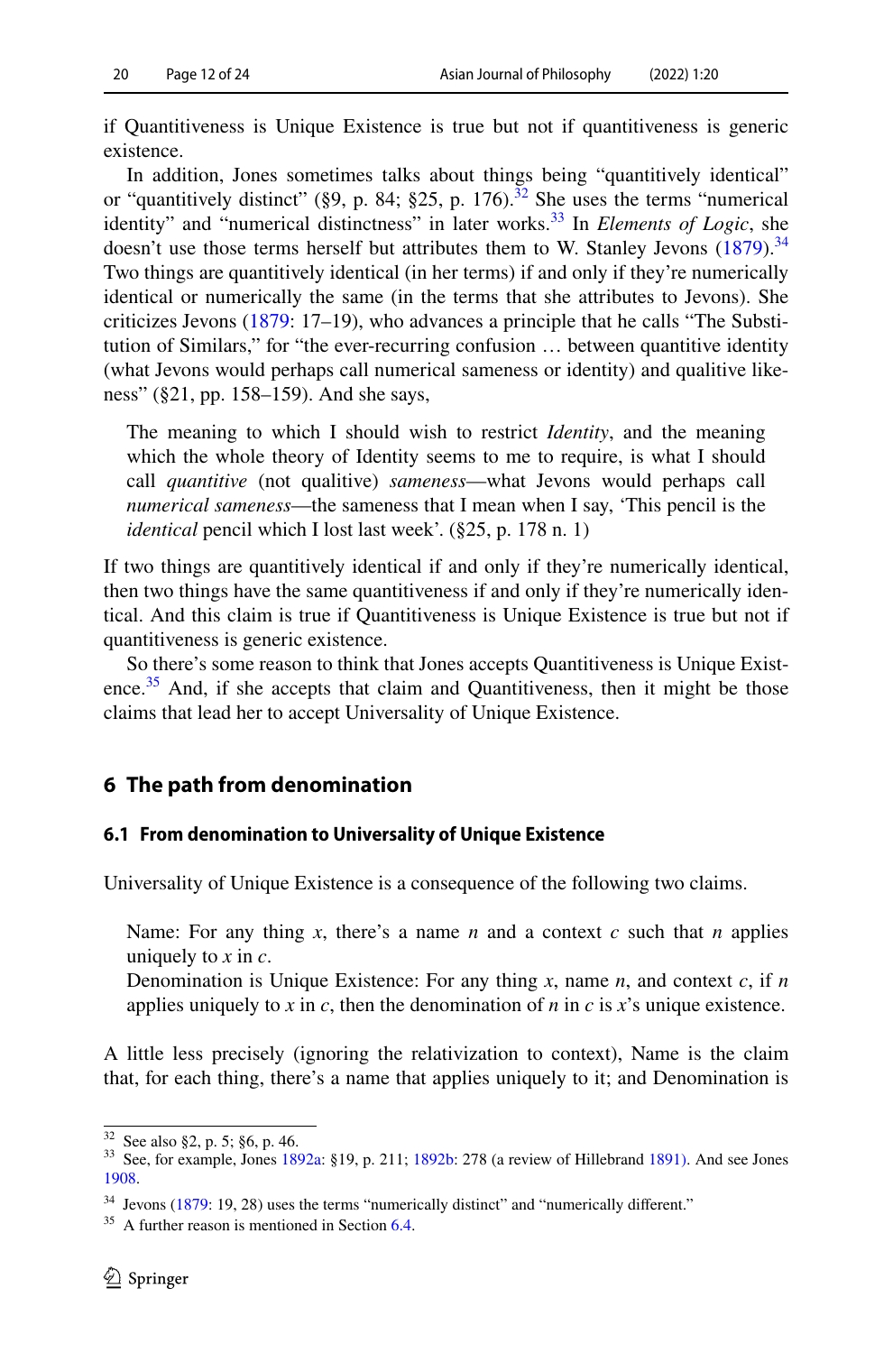if Quantitiveness is Unique Existence is true but not if quantitiveness is generic existence.

In addition, Jones sometimes talks about things being "quantitively identical" or "quantitively distinct" (§9, p. 84; §25, p. 176).[32] She uses the terms "numerical identity" and "numerical distinctness" in later works.[33] In *Elements of Logic*, she doesn't use those terms herself but attributes them to W. Stanley Jevons (1879).[34] Two things are quantitively identical (in her terms) if and only if they're numerically identical or numerically the same (in the terms that she attributes to Jevons). She criticizes Jevons (1879: 17–19), who advances a principle that he calls "The Substitution of Similars," for "the ever-recurring confusion … between quantitive identity (what Jevons would perhaps call numerical sameness or identity) and qualitive likeness" (§21, pp. 158–159). And she says,

> The meaning to which I should wish to restrict *Identity*, and the meaning which the whole theory of Identity seems to me to require, is what I should call *quantitive* (not qualitive) *sameness*—what Jevons would perhaps call *numerical sameness*—the sameness that I mean when I say, 'This pencil is the *identical* pencil which I lost last week'. (§25, p. 178 n. 1)

If two things are quantitively identical if and only if they're numerically identical, then two things have the same quantitiveness if and only if they're numerically identical. And this claim is true if Quantitiveness is Unique Existence is true but not if quantitiveness is generic existence.

So there's some reason to think that Jones accepts Quantitiveness is Unique Existence.[35] And, if she accepts that claim and Quantitiveness, then it might be those claims that lead her to accept Universality of Unique Existence.

## 6 The path from denomination

### 6.1 From denomination to Universality of Unique Existence

Universality of Unique Existence is a consequence of the following two claims.

> Name: For any thing $x$, there's a name $n$ and a context $c$ such that $n$ applies uniquely to $x$ in $c$.
> Denomination is Unique Existence: For any thing $x$, name $n$, and context $c$, if $n$ applies uniquely to $x$ in $c$, then the denomination of $n$ in $c$ is $x$'s unique existence.

A little less precisely (ignoring the relativization to context), Name is the claim that, for each thing, there's a name that applies uniquely to it; and Denomination is

---

[32] See also §2, p. 5; §6, p. 46.

[33] See, for example, Jones 1892a: §19, p. 211; 1892b: 278 (a review of Hillebrand 1891). And see Jones 1908.

[34] Jevons (1879: 19, 28) uses the terms "numerically distinct" and "numerically different."

[35] A further reason is mentioned in Section 6.4.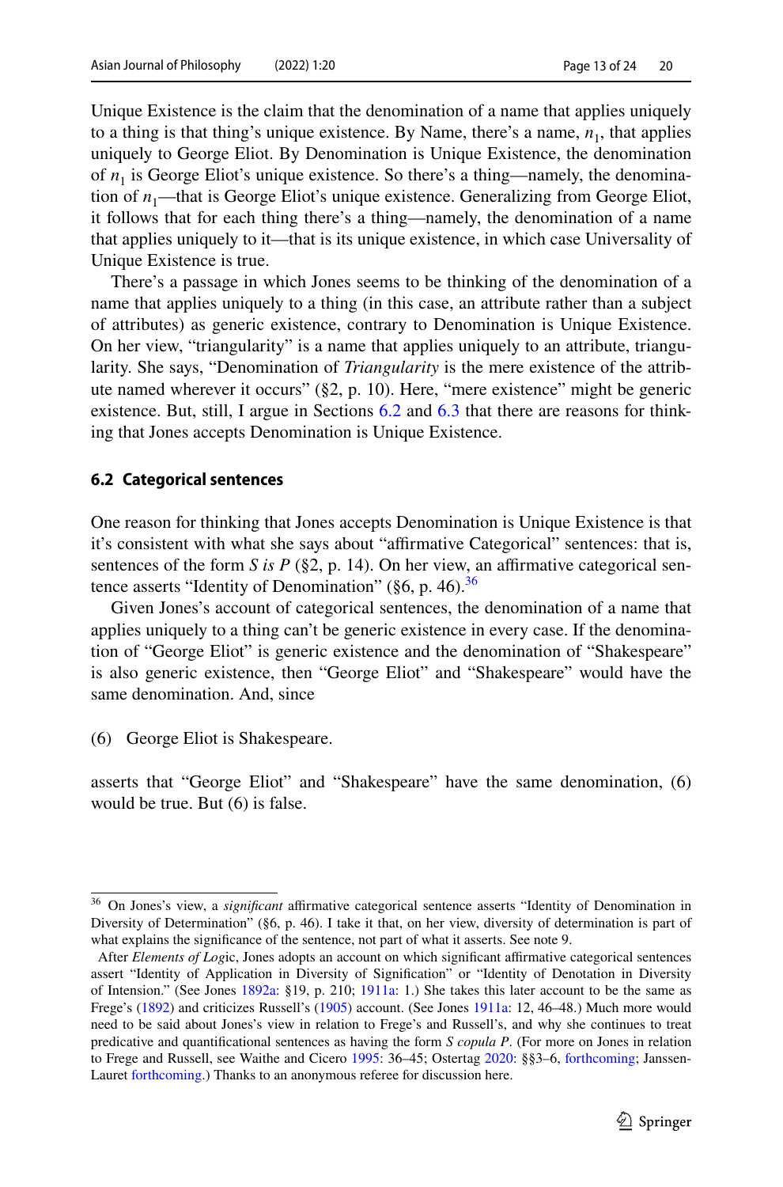Unique Existence is the claim that the denomination of a name that applies uniquely to a thing is that thing's unique existence. By Name, there's a name, $n_1$, that applies uniquely to George Eliot. By Denomination is Unique Existence, the denomination of $n_1$ is George Eliot's unique existence. So there's a thing—namely, the denomination of $n_1$—that is George Eliot's unique existence. Generalizing from George Eliot, it follows that for each thing there's a thing—namely, the denomination of a name that applies uniquely to it—that is its unique existence, in which case Universality of Unique Existence is true.

There's a passage in which Jones seems to be thinking of the denomination of a name that applies uniquely to a thing (in this case, an attribute rather than a subject of attributes) as generic existence, contrary to Denomination is Unique Existence. On her view, "triangularity" is a name that applies uniquely to an attribute, triangularity. She says, "Denomination of *Triangularity* is the mere existence of the attribute named wherever it occurs" (§2, p. 10). Here, "mere existence" might be generic existence. But, still, I argue in Sections 6.2 and 6.3 that there are reasons for thinking that Jones accepts Denomination is Unique Existence.

### 6.2 Categorical sentences

One reason for thinking that Jones accepts Denomination is Unique Existence is that it's consistent with what she says about "affirmative Categorical" sentences: that is, sentences of the form *S is P* (§2, p. 14). On her view, an affirmative categorical sentence asserts "Identity of Denomination" (§6, p. 46).[36]

Given Jones's account of categorical sentences, the denomination of a name that applies uniquely to a thing can't be generic existence in every case. If the denomination of "George Eliot" is generic existence and the denomination of "Shakespeare" is also generic existence, then "George Eliot" and "Shakespeare" would have the same denomination. And, since

(6) George Eliot is Shakespeare.

asserts that "George Eliot" and "Shakespeare" have the same denomination, (6) would be true. But (6) is false.

[36] On Jones's view, a *significant* affirmative categorical sentence asserts "Identity of Denomination in Diversity of Determination" (§6, p. 46). I take it that, on her view, diversity of determination is part of what explains the significance of the sentence, not part of what it asserts. See note 9.

After *Elements of Logic*, Jones adopts an account on which significant affirmative categorical sentences assert "Identity of Application in Diversity of Signification" or "Identity of Denotation in Diversity of Intension." (See Jones 1892a: §19, p. 210; 1911a: 1.) She takes this later account to be the same as Frege's (1892) and criticizes Russell's (1905) account. (See Jones 1911a: 12, 46–48.) Much more would need to be said about Jones's view in relation to Frege's and Russell's, and why she continues to treat predicative and quantificational sentences as having the form *S copula P*. (For more on Jones in relation to Frege and Russell, see Waithe and Cicero 1995: 36–45; Ostertag 2020: §§3–6, forthcoming; Janssen-Lauret forthcoming.) Thanks to an anonymous referee for discussion here.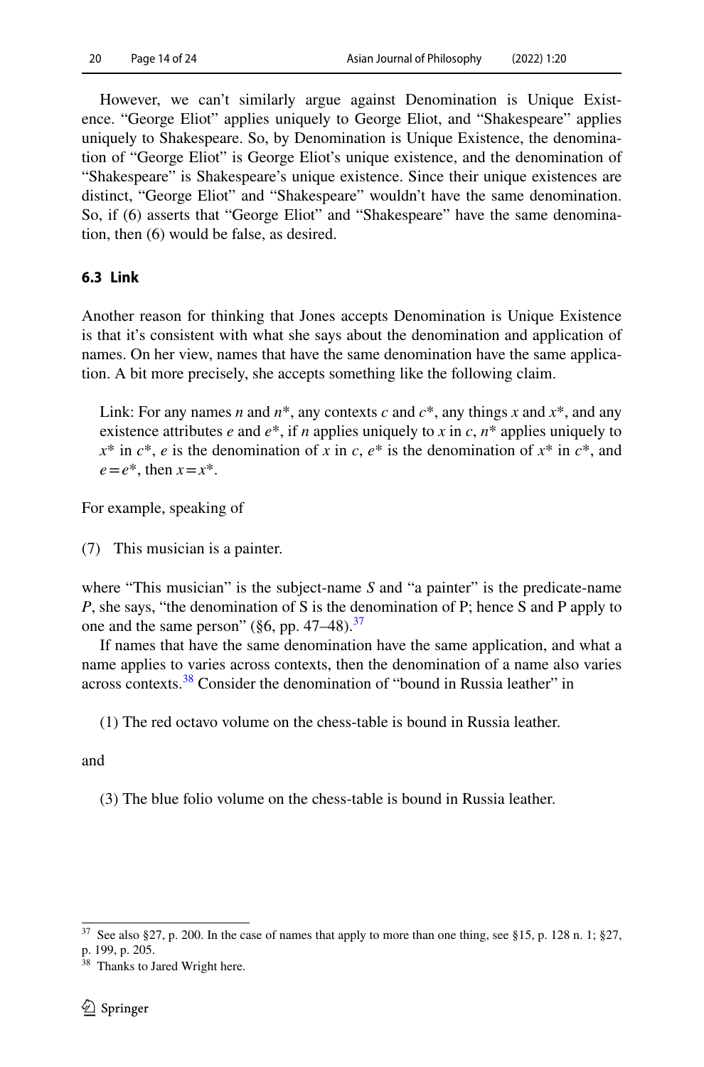However, we can't similarly argue against Denomination is Unique Existence. "George Eliot" applies uniquely to George Eliot, and "Shakespeare" applies uniquely to Shakespeare. So, by Denomination is Unique Existence, the denomination of "George Eliot" is George Eliot's unique existence, and the denomination of "Shakespeare" is Shakespeare's unique existence. Since their unique existences are distinct, "George Eliot" and "Shakespeare" wouldn't have the same denomination. So, if (6) asserts that "George Eliot" and "Shakespeare" have the same denomination, then (6) would be false, as desired.

### 6.3 Link

Another reason for thinking that Jones accepts Denomination is Unique Existence is that it's consistent with what she says about the denomination and application of names. On her view, names that have the same denomination have the same application. A bit more precisely, she accepts something like the following claim.

> Link: For any names *n* and *n*\*, any contexts *c* and *c*\*, any things *x* and *x*\*, and any existence attributes *e* and *e*\*, if *n* applies uniquely to *x* in *c*, *n*\* applies uniquely to *x*\* in *c*\*, *e* is the denomination of *x* in *c*, *e*\* is the denomination of *x*\* in *c*\*, and $e = e^*$, then $x = x^*$.

For example, speaking of

(7) This musician is a painter.

where "This musician" is the subject-name *S* and "a painter" is the predicate-name *P*, she says, "the denomination of S is the denomination of P; hence S and P apply to one and the same person" (§6, pp. 47–48).[37]

If names that have the same denomination have the same application, and what a name applies to varies across contexts, then the denomination of a name also varies across contexts.[38] Consider the denomination of "bound in Russia leather" in

> (1) The red octavo volume on the chess-table is bound in Russia leather.

and

> (3) The blue folio volume on the chess-table is bound in Russia leather.

---

[37] See also §27, p. 200. In the case of names that apply to more than one thing, see §15, p. 128 n. 1; §27, p. 199, p. 205.

[38] Thanks to Jared Wright here.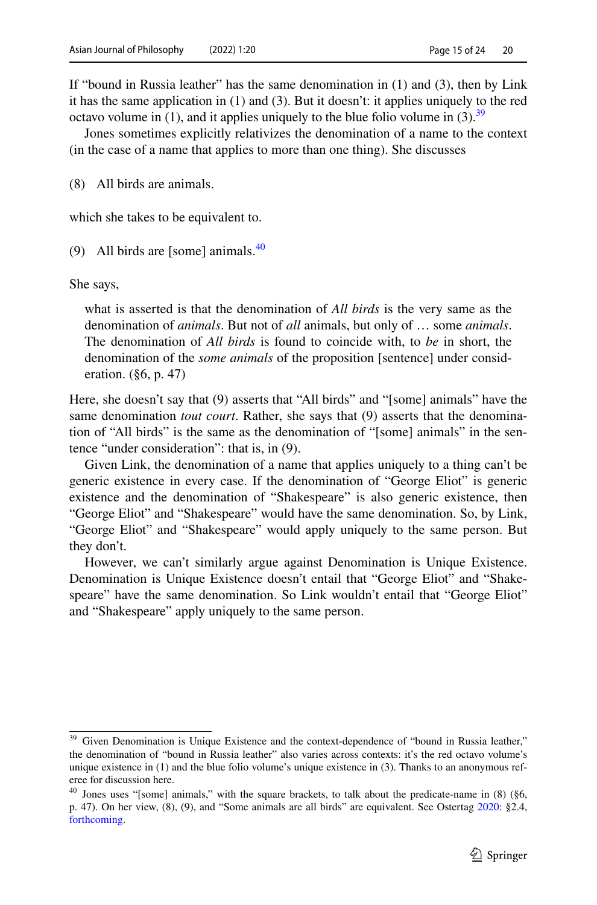If "bound in Russia leather" has the same denomination in (1) and (3), then by Link it has the same application in (1) and (3). But it doesn't: it applies uniquely to the red octavo volume in (1), and it applies uniquely to the blue folio volume in (3).[39]

Jones sometimes explicitly relativizes the denomination of a name to the context (in the case of a name that applies to more than one thing). She discusses

(8) All birds are animals.

which she takes to be equivalent to.

(9) All birds are [some] animals.[40]

She says,

> what is asserted is that the denomination of *All birds* is the very same as the denomination of *animals*. But not of *all* animals, but only of … some *animals*. The denomination of *All birds* is found to coincide with, to *be* in short, the denomination of the *some animals* of the proposition [sentence] under consideration. (§6, p. 47)

Here, she doesn't say that (9) asserts that "All birds" and "[some] animals" have the same denomination *tout court*. Rather, she says that (9) asserts that the denomination of "All birds" is the same as the denomination of "[some] animals" in the sentence "under consideration": that is, in (9).

Given Link, the denomination of a name that applies uniquely to a thing can't be generic existence in every case. If the denomination of "George Eliot" is generic existence and the denomination of "Shakespeare" is also generic existence, then "George Eliot" and "Shakespeare" would have the same denomination. So, by Link, "George Eliot" and "Shakespeare" would apply uniquely to the same person. But they don't.

However, we can't similarly argue against Denomination is Unique Existence. Denomination is Unique Existence doesn't entail that "George Eliot" and "Shakespeare" have the same denomination. So Link wouldn't entail that "George Eliot" and "Shakespeare" apply uniquely to the same person.

---

[39] Given Denomination is Unique Existence and the context-dependence of "bound in Russia leather," the denomination of "bound in Russia leather" also varies across contexts: it's the red octavo volume's unique existence in (1) and the blue folio volume's unique existence in (3). Thanks to an anonymous referee for discussion here.

[40] Jones uses "[some] animals," with the square brackets, to talk about the predicate-name in (8) (§6, p. 47). On her view, (8), (9), and "Some animals are all birds" are equivalent. See Ostertag 2020: §2.4, forthcoming.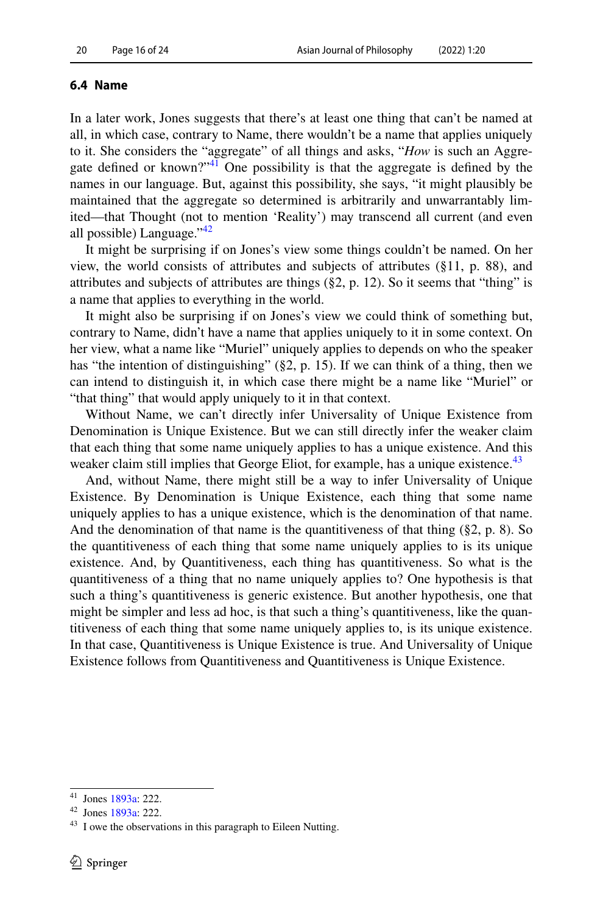### 6.4 Name

In a later work, Jones suggests that there's at least one thing that can't be named at all, in which case, contrary to Name, there wouldn't be a name that applies uniquely to it. She considers the "aggregate" of all things and asks, "*How* is such an Aggregate defined or known?"[41] One possibility is that the aggregate is defined by the names in our language. But, against this possibility, she says, "it might plausibly be maintained that the aggregate so determined is arbitrarily and unwarrantably limited—that Thought (not to mention 'Reality') may transcend all current (and even all possible) Language."[42]

It might be surprising if on Jones's view some things couldn't be named. On her view, the world consists of attributes and subjects of attributes (§11, p. 88), and attributes and subjects of attributes are things (§2, p. 12). So it seems that "thing" is a name that applies to everything in the world.

It might also be surprising if on Jones's view we could think of something but, contrary to Name, didn't have a name that applies uniquely to it in some context. On her view, what a name like "Muriel" uniquely applies to depends on who the speaker has "the intention of distinguishing" (§2, p. 15). If we can think of a thing, then we can intend to distinguish it, in which case there might be a name like "Muriel" or "that thing" that would apply uniquely to it in that context.

Without Name, we can't directly infer Universality of Unique Existence from Denomination is Unique Existence. But we can still directly infer the weaker claim that each thing that some name uniquely applies to has a unique existence. And this weaker claim still implies that George Eliot, for example, has a unique existence.[43]

And, without Name, there might still be a way to infer Universality of Unique Existence. By Denomination is Unique Existence, each thing that some name uniquely applies to has a unique existence, which is the denomination of that name. And the denomination of that name is the quantitiveness of that thing (§2, p. 8). So the quantitiveness of each thing that some name uniquely applies to is its unique existence. And, by Quantitiveness, each thing has quantitiveness. So what is the quantitiveness of a thing that no name uniquely applies to? One hypothesis is that such a thing's quantitiveness is generic existence. But another hypothesis, one that might be simpler and less ad hoc, is that such a thing's quantitiveness, like the quantitiveness of each thing that some name uniquely applies to, is its unique existence. In that case, Quantitiveness is Unique Existence is true. And Universality of Unique Existence follows from Quantitiveness and Quantitiveness is Unique Existence.

---

[41] Jones 1893a: 222.

[42] Jones 1893a: 222.

[43] I owe the observations in this paragraph to Eileen Nutting.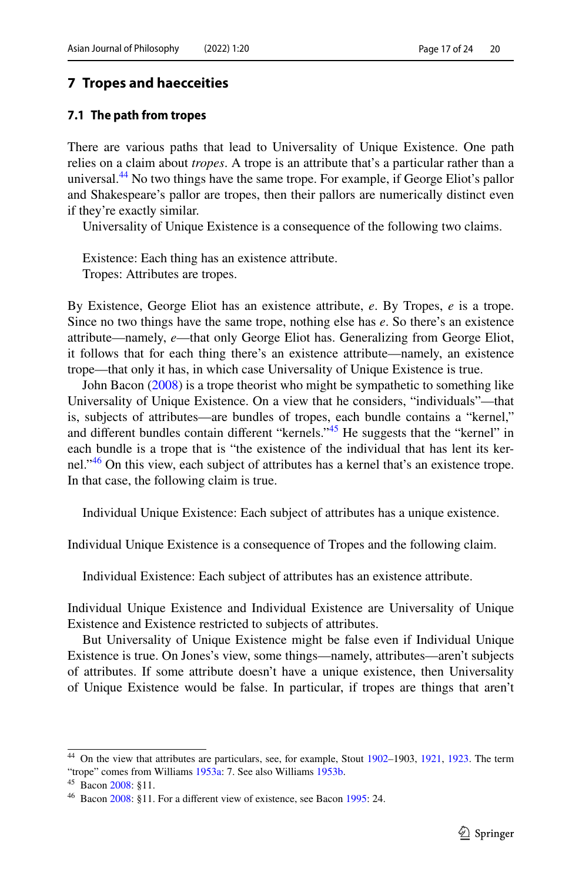## 7 Tropes and haecceities

### 7.1 The path from tropes

There are various paths that lead to Universality of Unique Existence. One path relies on a claim about *tropes*. A trope is an attribute that's a particular rather than a universal.[44] No two things have the same trope. For example, if George Eliot's pallor and Shakespeare's pallor are tropes, then their pallors are numerically distinct even if they're exactly similar.

Universality of Unique Existence is a consequence of the following two claims.

Existence: Each thing has an existence attribute.
Tropes: Attributes are tropes.

By Existence, George Eliot has an existence attribute, *e*. By Tropes, *e* is a trope. Since no two things have the same trope, nothing else has *e*. So there's an existence attribute—namely, *e*—that only George Eliot has. Generalizing from George Eliot, it follows that for each thing there's an existence attribute—namely, an existence trope—that only it has, in which case Universality of Unique Existence is true.

John Bacon (2008) is a trope theorist who might be sympathetic to something like Universality of Unique Existence. On a view that he considers, "individuals"—that is, subjects of attributes—are bundles of tropes, each bundle contains a "kernel," and different bundles contain different "kernels."[45] He suggests that the "kernel" in each bundle is a trope that is "the existence of the individual that has lent its kernel."[46] On this view, each subject of attributes has a kernel that's an existence trope. In that case, the following claim is true.

Individual Unique Existence: Each subject of attributes has a unique existence.

Individual Unique Existence is a consequence of Tropes and the following claim.

Individual Existence: Each subject of attributes has an existence attribute.

Individual Unique Existence and Individual Existence are Universality of Unique Existence and Existence restricted to subjects of attributes.

But Universality of Unique Existence might be false even if Individual Unique Existence is true. On Jones's view, some things—namely, attributes—aren't subjects of attributes. If some attribute doesn't have a unique existence, then Universality of Unique Existence would be false. In particular, if tropes are things that aren't

---

[44] On the view that attributes are particulars, see, for example, Stout 1902–1903, 1921, 1923. The term "trope" comes from Williams 1953a: 7. See also Williams 1953b.

[45] Bacon 2008: §11.

[46] Bacon 2008: §11. For a different view of existence, see Bacon 1995: 24.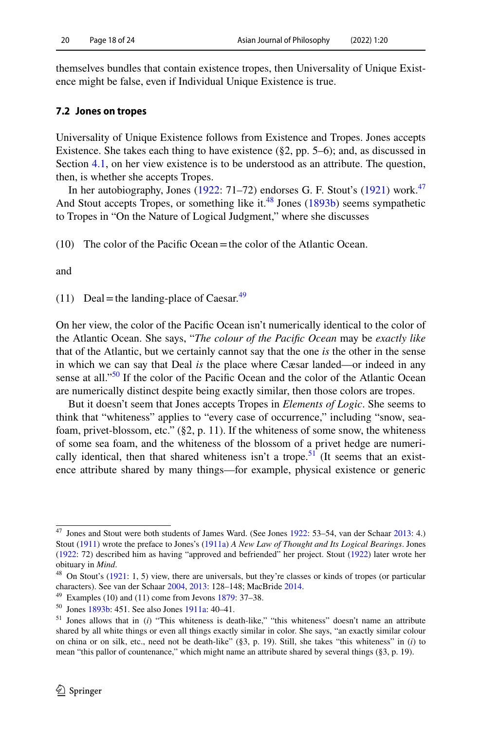themselves bundles that contain existence tropes, then Universality of Unique Existence might be false, even if Individual Unique Existence is true.

### 7.2 Jones on tropes

Universality of Unique Existence follows from Existence and Tropes. Jones accepts Existence. She takes each thing to have existence (§2, pp. 5–6); and, as discussed in Section 4.1, on her view existence is to be understood as an attribute. The question, then, is whether she accepts Tropes.

In her autobiography, Jones (1922: 71–72) endorses G. F. Stout's (1921) work.[47] And Stout accepts Tropes, or something like it.[48] Jones (1893b) seems sympathetic to Tropes in "On the Nature of Logical Judgment," where she discusses

(10) The color of the Pacific Ocean = the color of the Atlantic Ocean.

and

(11) Deal = the landing-place of Caesar.[49]

On her view, the color of the Pacific Ocean isn't numerically identical to the color of the Atlantic Ocean. She says, "*The colour of the Pacific Ocean* may be *exactly like* that of the Atlantic, but we certainly cannot say that the one *is* the other in the sense in which we can say that Deal *is* the place where Cæsar landed—or indeed in any sense at all."[50] If the color of the Pacific Ocean and the color of the Atlantic Ocean are numerically distinct despite being exactly similar, then those colors are tropes.

But it doesn't seem that Jones accepts Tropes in *Elements of Logic*. She seems to think that "whiteness" applies to "every case of occurrence," including "snow, sea-foam, privet-blossom, etc." (§2, p. 11). If the whiteness of some snow, the whiteness of some sea foam, and the whiteness of the blossom of a privet hedge are numerically identical, then that shared whiteness isn't a trope.[51] (It seems that an existence attribute shared by many things—for example, physical existence or generic

---

[47] Jones and Stout were both students of James Ward. (See Jones 1922: 53–54, van der Schaar 2013: 4.) Stout (1911) wrote the preface to Jones's (1911a) *A New Law of Thought and Its Logical Bearings*. Jones (1922: 72) described him as having "approved and befriended" her project. Stout (1922) later wrote her obituary in *Mind*.

[48] On Stout's (1921: 1, 5) view, there are universals, but they're classes or kinds of tropes (or particular characters). See van der Schaar 2004, 2013: 128–148; MacBride 2014.

[49] Examples (10) and (11) come from Jevons 1879: 37–38.

[50] Jones 1893b: 451. See also Jones 1911a: 40–41.

[51] Jones allows that in (*i*) "This whiteness is death-like," "this whiteness" doesn't name an attribute shared by all white things or even all things exactly similar in color. She says, "an exactly similar colour on china or on silk, etc., need not be death-like" (§3, p. 19). Still, she takes "this whiteness" in (*i*) to mean "this pallor of countenance," which might name an attribute shared by several things (§3, p. 19).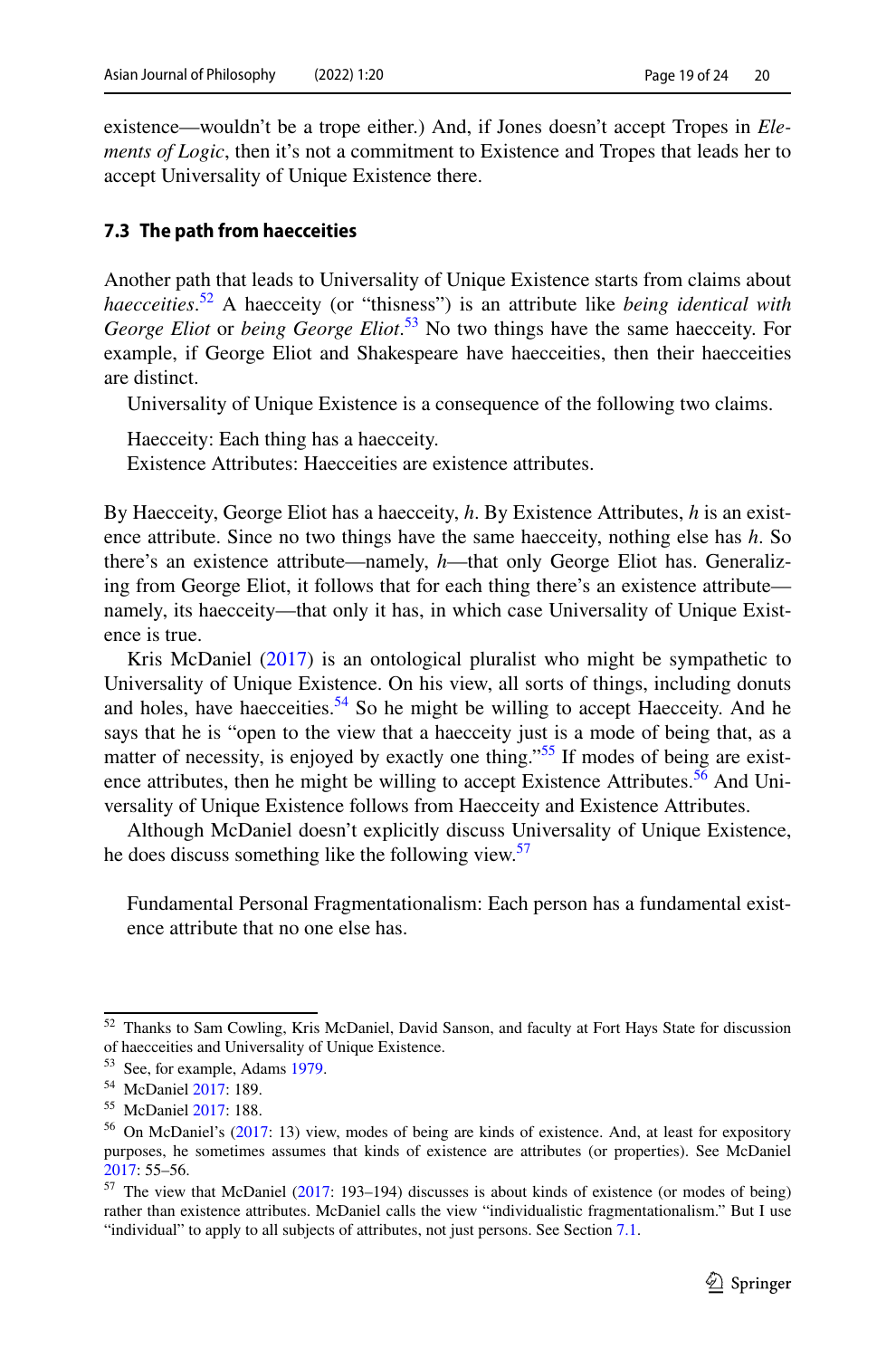existence—wouldn't be a trope either.) And, if Jones doesn't accept Tropes in *Elements of Logic*, then it's not a commitment to Existence and Tropes that leads her to accept Universality of Unique Existence there.

### 7.3 The path from haecceities

Another path that leads to Universality of Unique Existence starts from claims about *haecceities*.[52] A haecceity (or "thisness") is an attribute like *being identical with George Eliot* or *being George Eliot*.[53] No two things have the same haecceity. For example, if George Eliot and Shakespeare have haecceities, then their haecceities are distinct.

Universality of Unique Existence is a consequence of the following two claims.

Haecceity: Each thing has a haecceity.
Existence Attributes: Haecceities are existence attributes.

By Haecceity, George Eliot has a haecceity, $h$. By Existence Attributes, $h$ is an existence attribute. Since no two things have the same haecceity, nothing else has $h$. So there's an existence attribute—namely, $h$—that only George Eliot has. Generalizing from George Eliot, it follows that for each thing there's an existence attribute—namely, its haecceity—that only it has, in which case Universality of Unique Existence is true.

Kris McDaniel (2017) is an ontological pluralist who might be sympathetic to Universality of Unique Existence. On his view, all sorts of things, including donuts and holes, have haecceities.[54] So he might be willing to accept Haecceity. And he says that he is "open to the view that a haecceity just is a mode of being that, as a matter of necessity, is enjoyed by exactly one thing."[55] If modes of being are existence attributes, then he might be willing to accept Existence Attributes.[56] And Universality of Unique Existence follows from Haecceity and Existence Attributes.

Although McDaniel doesn't explicitly discuss Universality of Unique Existence, he does discuss something like the following view.[57]

Fundamental Personal Fragmentationalism: Each person has a fundamental existence attribute that no one else has.

---

52 Thanks to Sam Cowling, Kris McDaniel, David Sanson, and faculty at Fort Hays State for discussion of haecceities and Universality of Unique Existence.

53 See, for example, Adams 1979.

54 McDaniel 2017: 189.

55 McDaniel 2017: 188.

56 On McDaniel's (2017: 13) view, modes of being are kinds of existence. And, at least for expository purposes, he sometimes assumes that kinds of existence are attributes (or properties). See McDaniel 2017: 55–56.

57 The view that McDaniel (2017: 193–194) discusses is about kinds of existence (or modes of being) rather than existence attributes. McDaniel calls the view "individualistic fragmentationalism." But I use "individual" to apply to all subjects of attributes, not just persons. See Section 7.1.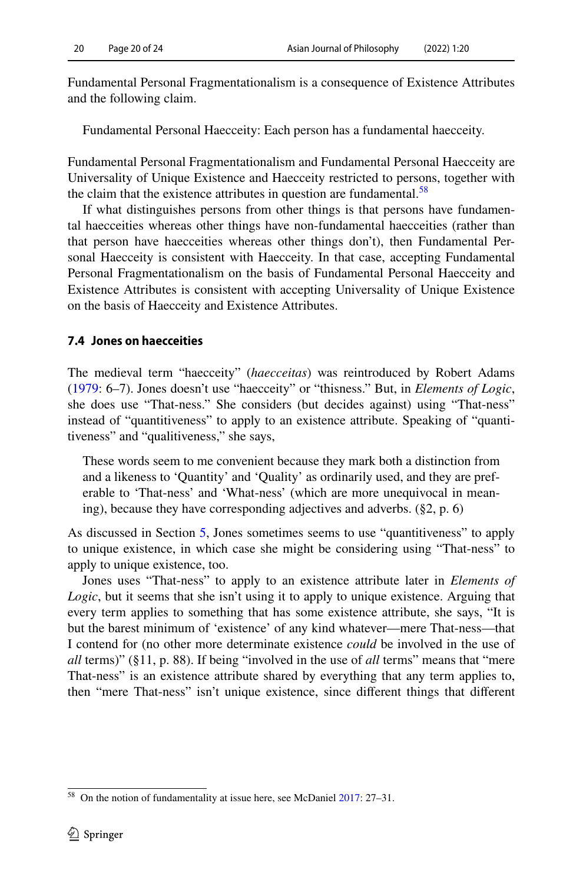Fundamental Personal Fragmentationalism is a consequence of Existence Attributes and the following claim.

> Fundamental Personal Haecceity: Each person has a fundamental haecceity.

Fundamental Personal Fragmentationalism and Fundamental Personal Haecceity are Universality of Unique Existence and Haecceity restricted to persons, together with the claim that the existence attributes in question are fundamental.[58]

If what distinguishes persons from other things is that persons have fundamental haecceities whereas other things have non-fundamental haecceities (rather than that person have haecceities whereas other things don't), then Fundamental Personal Haecceity is consistent with Haecceity. In that case, accepting Fundamental Personal Fragmentationalism on the basis of Fundamental Personal Haecceity and Existence Attributes is consistent with accepting Universality of Unique Existence on the basis of Haecceity and Existence Attributes.

### 7.4 Jones on haecceities

The medieval term "haecceity" (*haecceitas*) was reintroduced by Robert Adams (1979: 6–7). Jones doesn't use "haecceity" or "thisness." But, in *Elements of Logic*, she does use "That-ness." She considers (but decides against) using "That-ness" instead of "quantitiveness" to apply to an existence attribute. Speaking of "quantitiveness" and "qualitiveness," she says,

> These words seem to me convenient because they mark both a distinction from and a likeness to 'Quantity' and 'Quality' as ordinarily used, and they are preferable to 'That-ness' and 'What-ness' (which are more unequivocal in meaning), because they have corresponding adjectives and adverbs. (§2, p. 6)

As discussed in Section 5, Jones sometimes seems to use "quantitiveness" to apply to unique existence, in which case she might be considering using "That-ness" to apply to unique existence, too.

Jones uses "That-ness" to apply to an existence attribute later in *Elements of Logic*, but it seems that she isn't using it to apply to unique existence. Arguing that every term applies to something that has some existence attribute, she says, "It is but the barest minimum of 'existence' of any kind whatever—mere That-ness—that I contend for (no other more determinate existence *could* be involved in the use of *all* terms)" (§11, p. 88). If being "involved in the use of *all* terms" means that "mere That-ness" is an existence attribute shared by everything that any term applies to, then "mere That-ness" isn't unique existence, since different things that different

[58] On the notion of fundamentality at issue here, see McDaniel 2017: 27–31.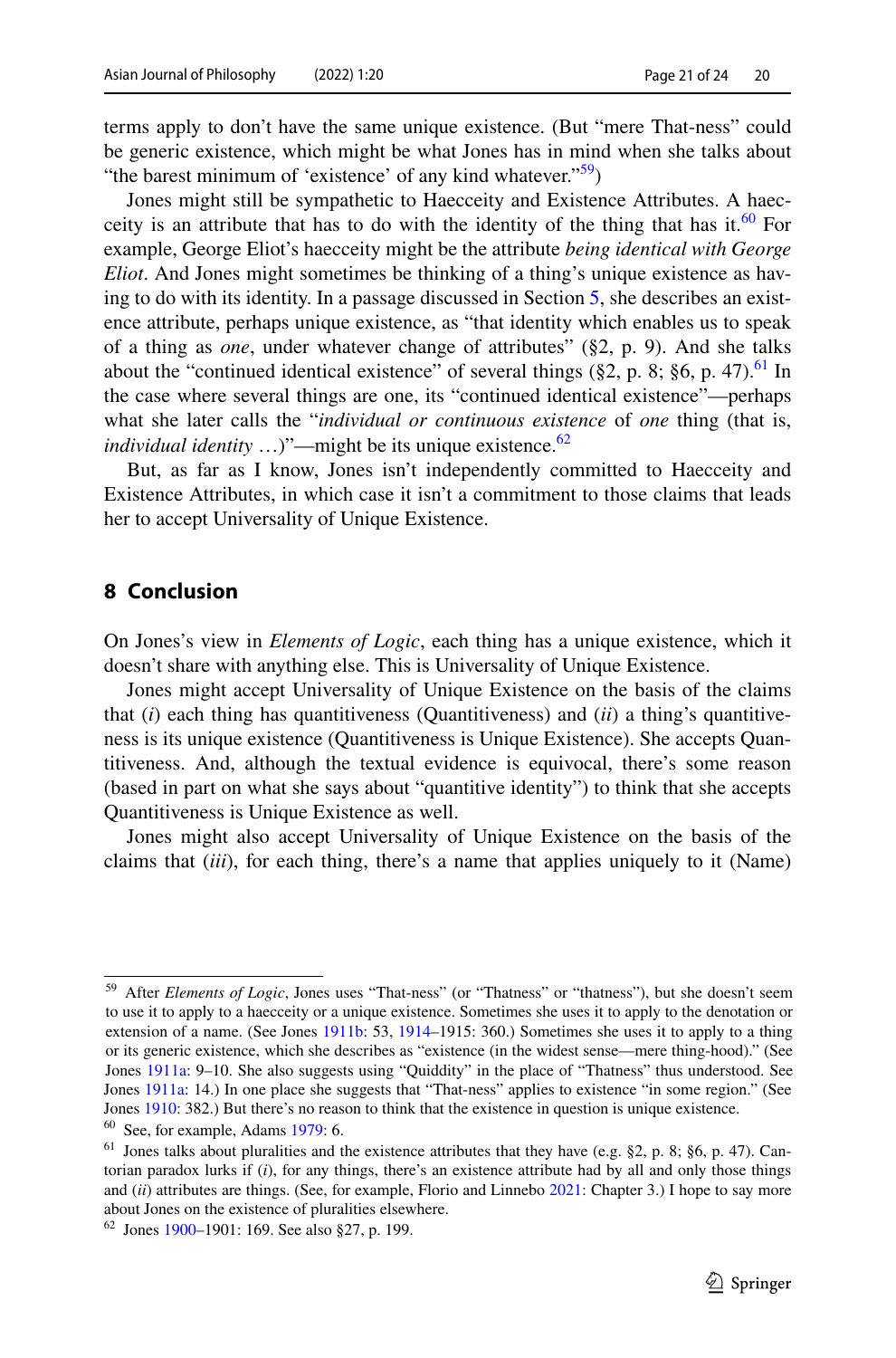terms apply to don't have the same unique existence. (But "mere That-ness" could be generic existence, which might be what Jones has in mind when she talks about "the barest minimum of 'existence' of any kind whatever."[59])

Jones might still be sympathetic to Haecceity and Existence Attributes. A haecceity is an attribute that has to do with the identity of the thing that has it.[60] For example, George Eliot's haecceity might be the attribute *being identical with George Eliot*. And Jones might sometimes be thinking of a thing's unique existence as having to do with its identity. In a passage discussed in Section 5, she describes an existence attribute, perhaps unique existence, as "that identity which enables us to speak of a thing as *one*, under whatever change of attributes" (§2, p. 9). And she talks about the "continued identical existence" of several things (§2, p. 8; §6, p. 47).[61] In the case where several things are one, its "continued identical existence"—perhaps what she later calls the "*individual or continuous existence* of *one* thing (that is, *individual identity* …)"—might be its unique existence.[62]

But, as far as I know, Jones isn't independently committed to Haecceity and Existence Attributes, in which case it isn't a commitment to those claims that leads her to accept Universality of Unique Existence.

## 8 Conclusion

On Jones's view in *Elements of Logic*, each thing has a unique existence, which it doesn't share with anything else. This is Universality of Unique Existence.

Jones might accept Universality of Unique Existence on the basis of the claims that (*i*) each thing has quantitiveness (Quantitiveness) and (*ii*) a thing's quantitiveness is its unique existence (Quantitiveness is Unique Existence). She accepts Quantitiveness. And, although the textual evidence is equivocal, there's some reason (based in part on what she says about "quantitive identity") to think that she accepts Quantitiveness is Unique Existence as well.

Jones might also accept Universality of Unique Existence on the basis of the claims that (*iii*), for each thing, there's a name that applies uniquely to it (Name)

---

[59] After *Elements of Logic*, Jones uses "That-ness" (or "Thatness" or "thatness"), but she doesn't seem to use it to apply to a haecceity or a unique existence. Sometimes she uses it to apply to the denotation or extension of a name. (See Jones 1911b: 53, 1914–1915: 360.) Sometimes she uses it to apply to a thing or its generic existence, which she describes as "existence (in the widest sense—mere thing-hood)." (See Jones 1911a: 9–10. She also suggests using "Quiddity" in the place of "Thatness" thus understood. See Jones 1911a: 14.) In one place she suggests that "That-ness" applies to existence "in some region." (See Jones 1910: 382.) But there's no reason to think that the existence in question is unique existence.

[60] See, for example, Adams 1979: 6.

[61] Jones talks about pluralities and the existence attributes that they have (e.g. §2, p. 8; §6, p. 47). Cantorian paradox lurks if (*i*), for any things, there's an existence attribute had by all and only those things and (*ii*) attributes are things. (See, for example, Florio and Linnebo 2021: Chapter 3.) I hope to say more about Jones on the existence of pluralities elsewhere.

[62] Jones 1900–1901: 169. See also §27, p. 199.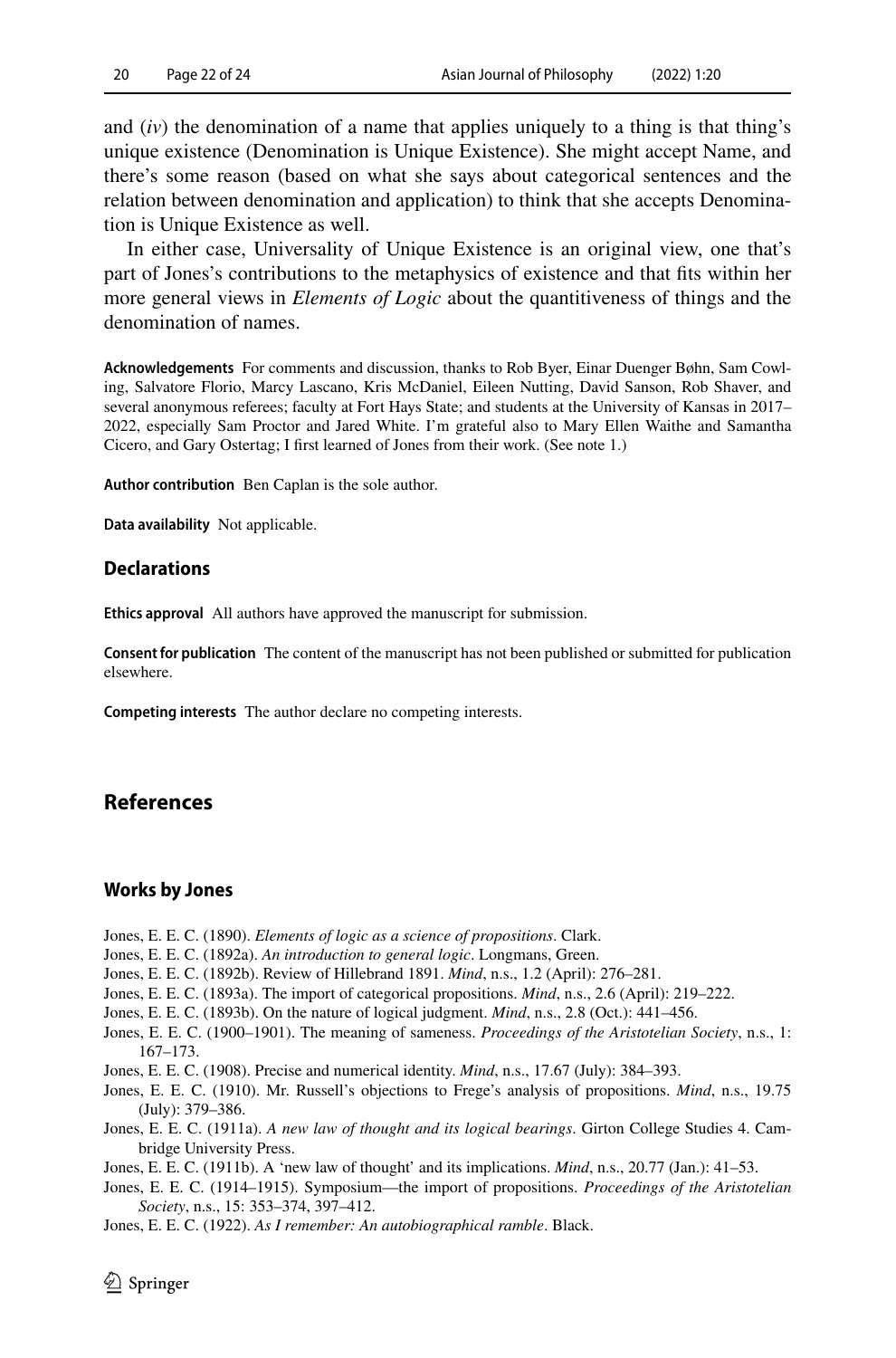and (*iv*) the denomination of a name that applies uniquely to a thing is that thing's unique existence (Denomination is Unique Existence). She might accept Name, and there's some reason (based on what she says about categorical sentences and the relation between denomination and application) to think that she accepts Denomination is Unique Existence as well.

In either case, Universality of Unique Existence is an original view, one that's part of Jones's contributions to the metaphysics of existence and that fits within her more general views in *Elements of Logic* about the quantitiveness of things and the denomination of names.

**Acknowledgements** For comments and discussion, thanks to Rob Byer, Einar Duenger Bøhn, Sam Cowling, Salvatore Florio, Marcy Lascano, Kris McDaniel, Eileen Nutting, David Sanson, Rob Shaver, and several anonymous referees; faculty at Fort Hays State; and students at the University of Kansas in 2017–2022, especially Sam Proctor and Jared White. I'm grateful also to Mary Ellen Waithe and Samantha Cicero, and Gary Ostertag; I first learned of Jones from their work. (See note 1.)

**Author contribution** Ben Caplan is the sole author.

**Data availability** Not applicable.

## Declarations

**Ethics approval** All authors have approved the manuscript for submission.

**Consent for publication** The content of the manuscript has not been published or submitted for publication elsewhere.

**Competing interests** The author declare no competing interests.

## References

### Works by Jones

Jones, E. E. C. (1890). *Elements of logic as a science of propositions*. Clark.

Jones, E. E. C. (1892a). *An introduction to general logic*. Longmans, Green.

Jones, E. E. C. (1892b). Review of Hillebrand 1891. *Mind*, n.s., 1.2 (April): 276–281.

Jones, E. E. C. (1893a). The import of categorical propositions. *Mind*, n.s., 2.6 (April): 219–222.

Jones, E. E. C. (1893b). On the nature of logical judgment. *Mind*, n.s., 2.8 (Oct.): 441–456.

Jones, E. E. C. (1900–1901). The meaning of sameness. *Proceedings of the Aristotelian Society*, n.s., 1: 167–173.

Jones, E. E. C. (1908). Precise and numerical identity. *Mind*, n.s., 17.67 (July): 384–393.

Jones, E. E. C. (1910). Mr. Russell's objections to Frege's analysis of propositions. *Mind*, n.s., 19.75 (July): 379–386.

Jones, E. E. C. (1911a). *A new law of thought and its logical bearings*. Girton College Studies 4. Cambridge University Press.

Jones, E. E. C. (1911b). A 'new law of thought' and its implications. *Mind*, n.s., 20.77 (Jan.): 41–53.

Jones, E. E. C. (1914–1915). Symposium—the import of propositions. *Proceedings of the Aristotelian Society*, n.s., 15: 353–374, 397–412.

Jones, E. E. C. (1922). *As I remember: An autobiographical ramble*. Black.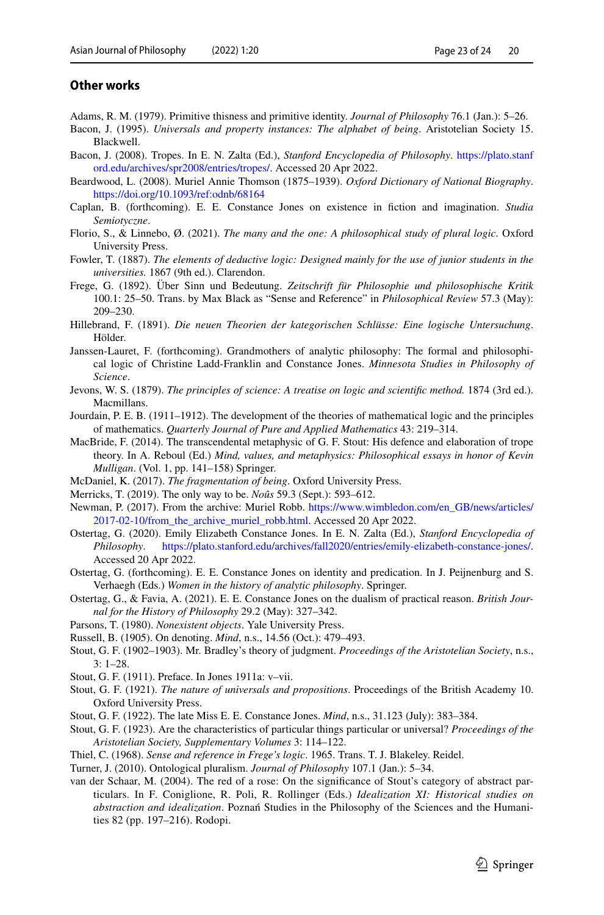## Other works

Adams, R. M. (1979). Primitive thisness and primitive identity. *Journal of Philosophy* 76.1 (Jan.): 5–26.

Bacon, J. (1995). *Universals and property instances: The alphabet of being*. Aristotelian Society 15. Blackwell.

Bacon, J. (2008). Tropes. In E. N. Zalta (Ed.), *Stanford Encyclopedia of Philosophy*. https://plato.stanford.edu/archives/spr2008/entries/tropes/. Accessed 20 Apr 2022.

Beardwood, L. (2008). Muriel Annie Thomson (1875–1939). *Oxford Dictionary of National Biography*. https://doi.org/10.1093/ref:odnb/68164

Caplan, B. (forthcoming). E. E. Constance Jones on existence in fiction and imagination. *Studia Semiotyczne*.

Florio, S., & Linnebo, Ø. (2021). *The many and the one: A philosophical study of plural logic*. Oxford University Press.

Fowler, T. (1887). *The elements of deductive logic: Designed mainly for the use of junior students in the universities.* 1867 (9th ed.). Clarendon.

Frege, G. (1892). Über Sinn und Bedeutung. *Zeitschrift für Philosophie und philosophische Kritik* 100.1: 25–50. Trans. by Max Black as "Sense and Reference" in *Philosophical Review* 57.3 (May): 209–230.

Hillebrand, F. (1891). *Die neuen Theorien der kategorischen Schlüsse: Eine logische Untersuchung*. Hölder.

Janssen-Lauret, F. (forthcoming). Grandmothers of analytic philosophy: The formal and philosophical logic of Christine Ladd-Franklin and Constance Jones. *Minnesota Studies in Philosophy of Science*.

Jevons, W. S. (1879). *The principles of science: A treatise on logic and scientific method.* 1874 (3rd ed.). Macmillans.

Jourdain, P. E. B. (1911–1912). The development of the theories of mathematical logic and the principles of mathematics. *Quarterly Journal of Pure and Applied Mathematics* 43: 219–314.

MacBride, F. (2014). The transcendental metaphysic of G. F. Stout: His defence and elaboration of trope theory. In A. Reboul (Ed.) *Mind, values, and metaphysics: Philosophical essays in honor of Kevin Mulligan*. (Vol. 1, pp. 141–158) Springer.

McDaniel, K. (2017). *The fragmentation of being*. Oxford University Press.

Merricks, T. (2019). The only way to be. *Noûs* 59.3 (Sept.): 593–612.

Newman, P. (2017). From the archive: Muriel Robb. https://www.wimbledon.com/en_GB/news/articles/2017-02-10/from_the_archive_muriel_robb.html. Accessed 20 Apr 2022.

Ostertag, G. (2020). Emily Elizabeth Constance Jones. In E. N. Zalta (Ed.), *Stanford Encyclopedia of Philosophy*. https://plato.stanford.edu/archives/fall2020/entries/emily-elizabeth-constance-jones/. Accessed 20 Apr 2022.

Ostertag, G. (forthcoming). E. E. Constance Jones on identity and predication. In J. Peijnenburg and S. Verhaegh (Eds.) *Women in the history of analytic philosophy*. Springer.

Ostertag, G., & Favia, A. (2021). E. E. Constance Jones on the dualism of practical reason. *British Journal for the History of Philosophy* 29.2 (May): 327–342.

Parsons, T. (1980). *Nonexistent objects*. Yale University Press.

Russell, B. (1905). On denoting. *Mind*, n.s., 14.56 (Oct.): 479–493.

Stout, G. F. (1902–1903). Mr. Bradley's theory of judgment. *Proceedings of the Aristotelian Society*, n.s., 3: 1–28.

Stout, G. F. (1911). Preface. In Jones 1911a: v–vii.

Stout, G. F. (1921). *The nature of universals and propositions*. Proceedings of the British Academy 10. Oxford University Press.

Stout, G. F. (1922). The late Miss E. E. Constance Jones. *Mind*, n.s., 31.123 (July): 383–384.

Stout, G. F. (1923). Are the characteristics of particular things particular or universal? *Proceedings of the Aristotelian Society, Supplementary Volumes* 3: 114–122.

Thiel, C. (1968). *Sense and reference in Frege's logic*. 1965. Trans. T. J. Blakeley. Reidel.

Turner, J. (2010). Ontological pluralism. *Journal of Philosophy* 107.1 (Jan.): 5–34.

van der Schaar, M. (2004). The red of a rose: On the significance of Stout's category of abstract particulars. In F. Coniglione, R. Poli, R. Rollinger (Eds.) *Idealization XI: Historical studies on abstraction and idealization*. Poznań Studies in the Philosophy of the Sciences and the Humanities 82 (pp. 197–216). Rodopi.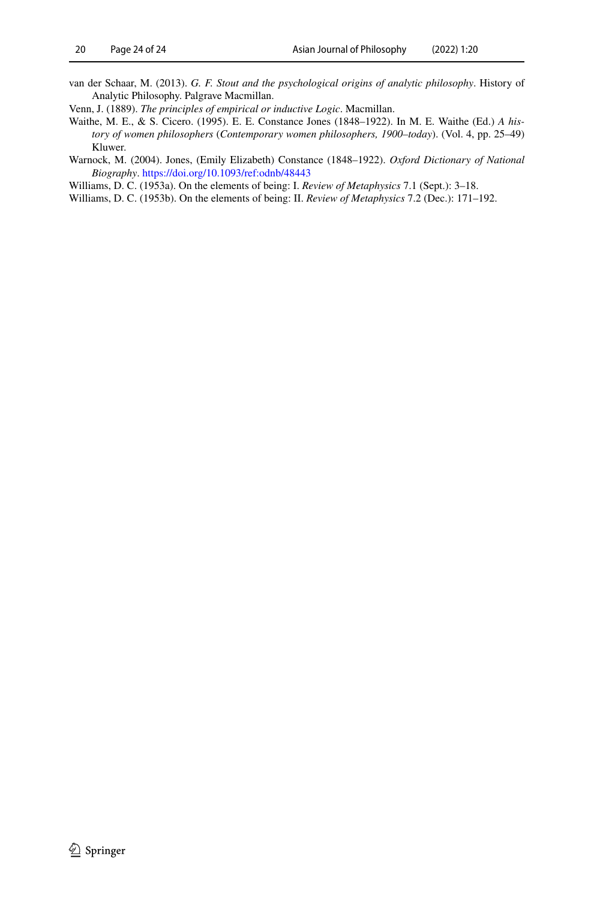van der Schaar, M. (2013). *G. F. Stout and the psychological origins of analytic philosophy*. History of Analytic Philosophy. Palgrave Macmillan.

Venn, J. (1889). *The principles of empirical or inductive Logic*. Macmillan.

Waithe, M. E., & S. Cicero. (1995). E. E. Constance Jones (1848–1922). In M. E. Waithe (Ed.) *A history of women philosophers* (*Contemporary women philosophers, 1900–today*). (Vol. 4, pp. 25–49) Kluwer.

Warnock, M. (2004). Jones, (Emily Elizabeth) Constance (1848–1922). *Oxford Dictionary of National Biography*. https://doi.org/10.1093/ref:odnb/48443

Williams, D. C. (1953a). On the elements of being: I. *Review of Metaphysics* 7.1 (Sept.): 3–18.

Williams, D. C. (1953b). On the elements of being: II. *Review of Metaphysics* 7.2 (Dec.): 171–192.